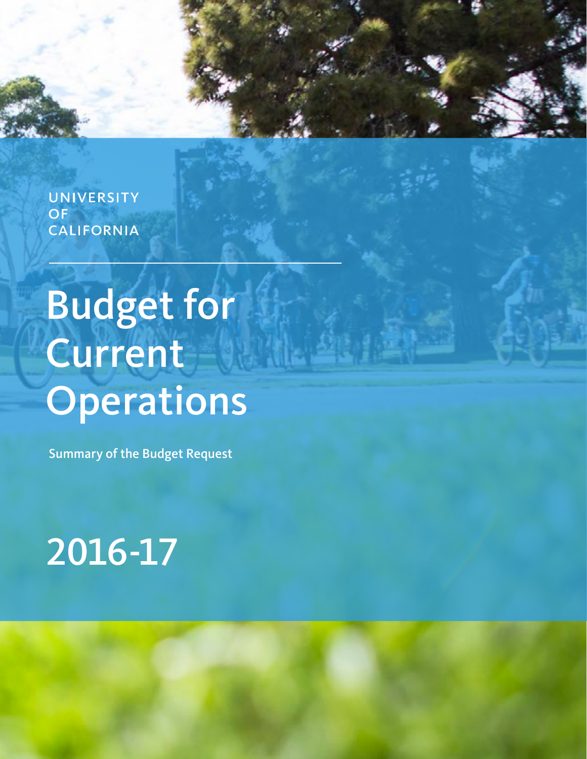UNIVERSITY OF CALIFORNIA

# Budget for Current Operations

**Summary of the Budget Request**

# 2016-17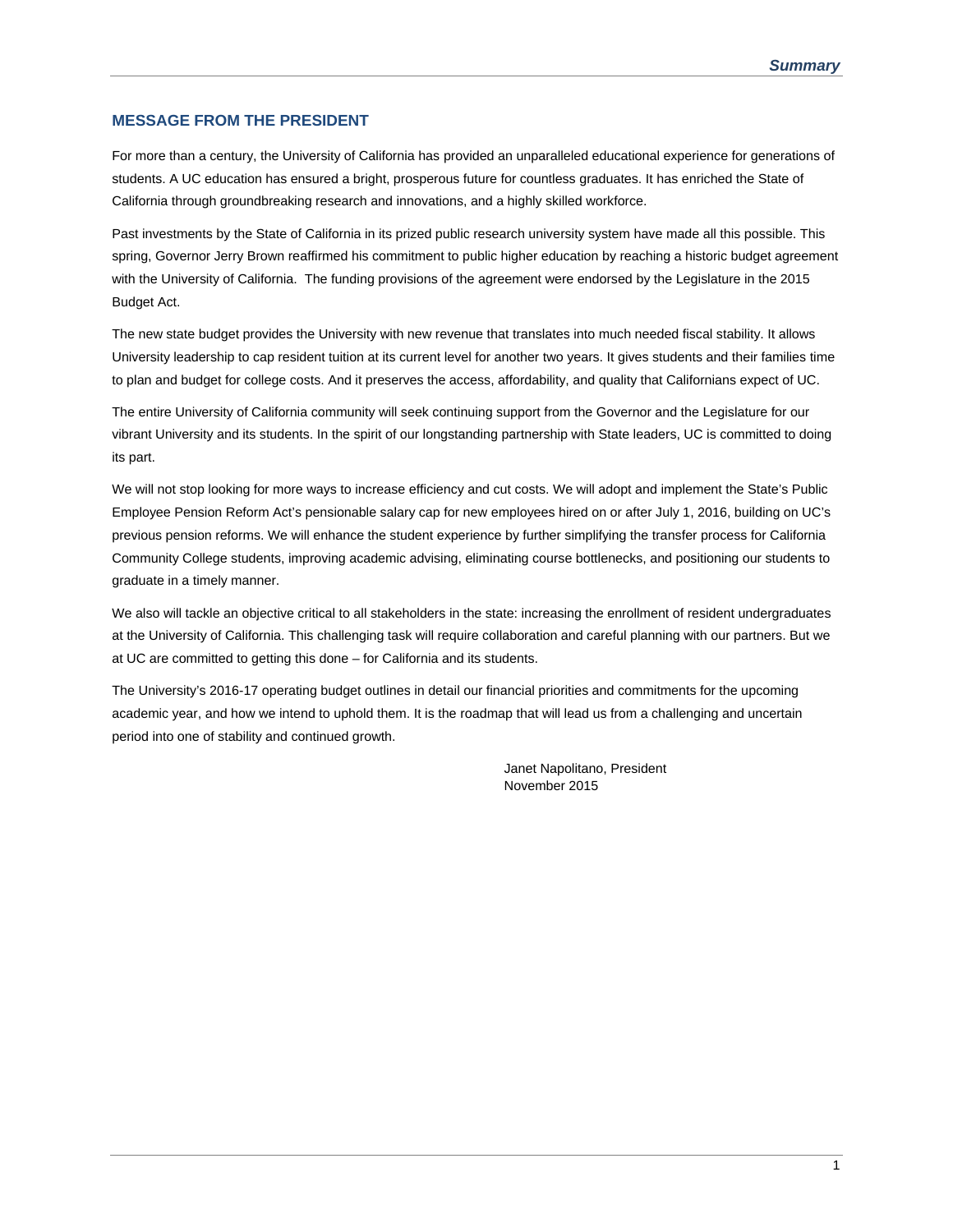## MESSAGE FROM THE PRESIDENT

For more than a century, the University of California has provided an unparalleled educational experience for generations of students. A UC education has ensured a bright, prosperous future for countless graduates. It has enriched the State of California through groundbreaking research and innovations, and a highly skilled workforce.

Past investments by the State of California in its prized public research university system have made all this possible. This spring, Governor Jerry Brown reaffirmed his commitment to public higher education by reaching a historic budget agreement with the University of California. The funding provisions of the agreement were endorsed by the Legislature in the 2015 Budget Act.

The new state budget provides the University with new revenue that translates into much needed fiscal stability. It allows University leadership to cap resident tuition at its current level for another two years. It gives students and their families time to plan and budget for college costs. And it preserves the access, affordability, and quality that Californians expect of UC.

The entire University of California community will seek continuing support from the Governor and the Legislature for our vibrant University and its students. In the spirit of our longstanding partnership with State leaders, UC is committed to doing its part.

We will not stop looking for more ways to increase efficiency and cut costs. We will adopt and implement the State's Public Employee Pension Reform Act's pensionable salary cap for new employees hired on or after July 1, 2016, building on UC's previous pension reforms. We will enhance the student experience by further simplifying the transfer process for California Community College students, improving academic advising, eliminating course bottlenecks, and positioning our students to graduate in a timely manner.

We also will tackle an objective critical to all stakeholders in the state: increasing the enrollment of resident undergraduates at the University of California. This challenging task will require collaboration and careful planning with our partners. But we at UC are committed to getting this done – for California and its students.

The University's 2016-17 operating budget outlines in detail our financial priorities and commitments for the upcoming academic year, and how we intend to uphold them. It is the roadmap that will lead us from a challenging and uncertain period into one of stability and continued growth.

Janet Napolitano, President
November 2015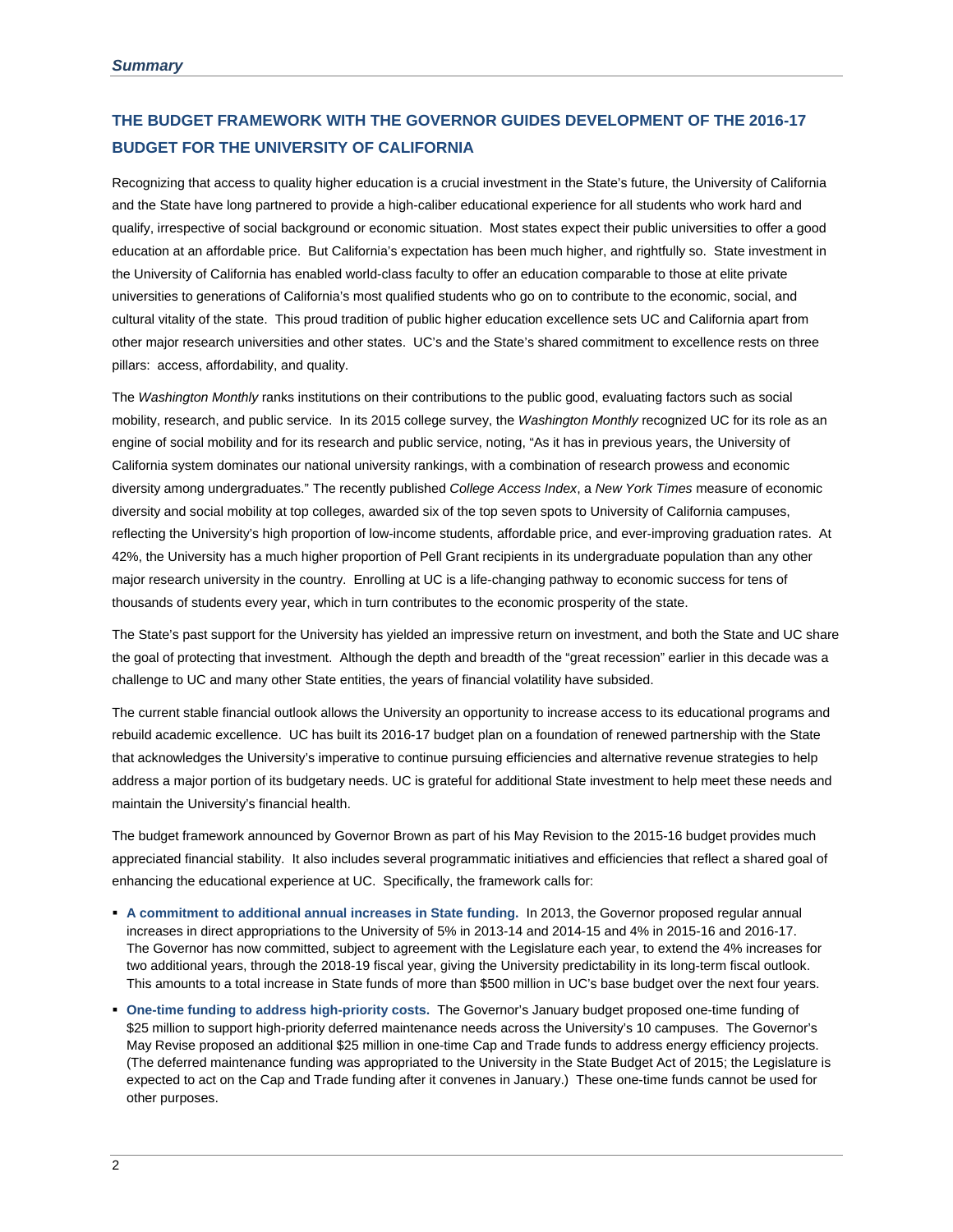## THE BUDGET FRAMEWORK WITH THE GOVERNOR GUIDES DEVELOPMENT OF THE 2016-17 BUDGET FOR THE UNIVERSITY OF CALIFORNIA

Recognizing that access to quality higher education is a crucial investment in the State's future, the University of California and the State have long partnered to provide a high-caliber educational experience for all students who work hard and qualify, irrespective of social background or economic situation. Most states expect their public universities to offer a good education at an affordable price. But California's expectation has been much higher, and rightfully so. State investment in the University of California has enabled world-class faculty to offer an education comparable to those at elite private universities to generations of California's most qualified students who go on to contribute to the economic, social, and cultural vitality of the state. This proud tradition of public higher education excellence sets UC and California apart from other major research universities and other states. UC's and the State's shared commitment to excellence rests on three pillars: access, affordability, and quality.

The *Washington Monthly* ranks institutions on their contributions to the public good, evaluating factors such as social mobility, research, and public service. In its 2015 college survey, the *Washington Monthly* recognized UC for its role as an engine of social mobility and for its research and public service, noting, "As it has in previous years, the University of California system dominates our national university rankings, with a combination of research prowess and economic diversity among undergraduates." The recently published *College Access Index*, a *New York Times* measure of economic diversity and social mobility at top colleges, awarded six of the top seven spots to University of California campuses, reflecting the University's high proportion of low-income students, affordable price, and ever-improving graduation rates. At 42%, the University has a much higher proportion of Pell Grant recipients in its undergraduate population than any other major research university in the country. Enrolling at UC is a life-changing pathway to economic success for tens of thousands of students every year, which in turn contributes to the economic prosperity of the state.

The State's past support for the University has yielded an impressive return on investment, and both the State and UC share the goal of protecting that investment. Although the depth and breadth of the "great recession" earlier in this decade was a challenge to UC and many other State entities, the years of financial volatility have subsided.

The current stable financial outlook allows the University an opportunity to increase access to its educational programs and rebuild academic excellence. UC has built its 2016-17 budget plan on a foundation of renewed partnership with the State that acknowledges the University's imperative to continue pursuing efficiencies and alternative revenue strategies to help address a major portion of its budgetary needs. UC is grateful for additional State investment to help meet these needs and maintain the University's financial health.

The budget framework announced by Governor Brown as part of his May Revision to the 2015-16 budget provides much appreciated financial stability. It also includes several programmatic initiatives and efficiencies that reflect a shared goal of enhancing the educational experience at UC. Specifically, the framework calls for:

- **A commitment to additional annual increases in State funding.** In 2013, the Governor proposed regular annual increases in direct appropriations to the University of 5% in 2013-14 and 2014-15 and 4% in 2015-16 and 2016-17. The Governor has now committed, subject to agreement with the Legislature each year, to extend the 4% increases for two additional years, through the 2018-19 fiscal year, giving the University predictability in its long-term fiscal outlook. This amounts to a total increase in State funds of more than $500 million in UC's base budget over the next four years.
- **One-time funding to address high-priority costs.** The Governor's January budget proposed one-time funding of $25 million to support high-priority deferred maintenance needs across the University's 10 campuses. The Governor's May Revise proposed an additional $25 million in one-time Cap and Trade funds to address energy efficiency projects. (The deferred maintenance funding was appropriated to the University in the State Budget Act of 2015; the Legislature is expected to act on the Cap and Trade funding after it convenes in January.) These one-time funds cannot be used for other purposes.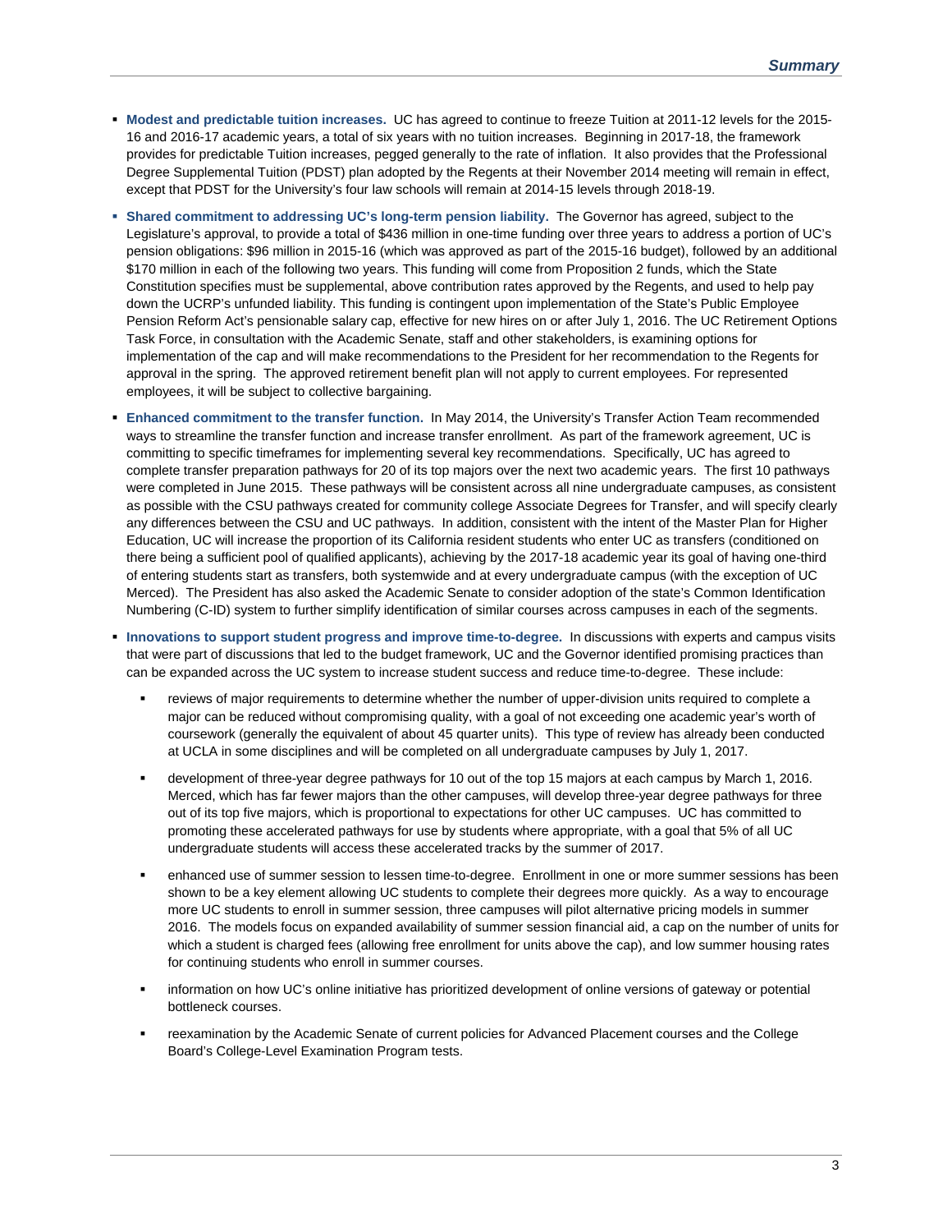- **Modest and predictable tuition increases.** UC has agreed to continue to freeze Tuition at 2011-12 levels for the 2015-16 and 2016-17 academic years, a total of six years with no tuition increases. Beginning in 2017-18, the framework provides for predictable Tuition increases, pegged generally to the rate of inflation. It also provides that the Professional Degree Supplemental Tuition (PDST) plan adopted by the Regents at their November 2014 meeting will remain in effect, except that PDST for the University's four law schools will remain at 2014-15 levels through 2018-19.

- **Shared commitment to addressing UC's long-term pension liability.** The Governor has agreed, subject to the Legislature's approval, to provide a total of $436 million in one-time funding over three years to address a portion of UC's pension obligations: $96 million in 2015-16 (which was approved as part of the 2015-16 budget), followed by an additional $170 million in each of the following two years. This funding will come from Proposition 2 funds, which the State Constitution specifies must be supplemental, above contribution rates approved by the Regents, and used to help pay down the UCRP's unfunded liability. This funding is contingent upon implementation of the State's Public Employee Pension Reform Act's pensionable salary cap, effective for new hires on or after July 1, 2016. The UC Retirement Options Task Force, in consultation with the Academic Senate, staff and other stakeholders, is examining options for implementation of the cap and will make recommendations to the President for her recommendation to the Regents for approval in the spring. The approved retirement benefit plan will not apply to current employees. For represented employees, it will be subject to collective bargaining.

- **Enhanced commitment to the transfer function.** In May 2014, the University's Transfer Action Team recommended ways to streamline the transfer function and increase transfer enrollment. As part of the framework agreement, UC is committing to specific timeframes for implementing several key recommendations. Specifically, UC has agreed to complete transfer preparation pathways for 20 of its top majors over the next two academic years. The first 10 pathways were completed in June 2015. These pathways will be consistent across all nine undergraduate campuses, as consistent as possible with the CSU pathways created for community college Associate Degrees for Transfer, and will specify clearly any differences between the CSU and UC pathways. In addition, consistent with the intent of the Master Plan for Higher Education, UC will increase the proportion of its California resident students who enter UC as transfers (conditioned on there being a sufficient pool of qualified applicants), achieving by the 2017-18 academic year its goal of having one-third of entering students start as transfers, both systemwide and at every undergraduate campus (with the exception of UC Merced). The President has also asked the Academic Senate to consider adoption of the state's Common Identification Numbering (C-ID) system to further simplify identification of similar courses across campuses in each of the segments.

- **Innovations to support student progress and improve time-to-degree.** In discussions with experts and campus visits that were part of discussions that led to the budget framework, UC and the Governor identified promising practices than can be expanded across the UC system to increase student success and reduce time-to-degree. These include:

  - reviews of major requirements to determine whether the number of upper-division units required to complete a major can be reduced without compromising quality, with a goal of not exceeding one academic year's worth of coursework (generally the equivalent of about 45 quarter units). This type of review has already been conducted at UCLA in some disciplines and will be completed on all undergraduate campuses by July 1, 2017.

  - development of three-year degree pathways for 10 out of the top 15 majors at each campus by March 1, 2016. Merced, which has far fewer majors than the other campuses, will develop three-year degree pathways for three out of its top five majors, which is proportional to expectations for other UC campuses. UC has committed to promoting these accelerated pathways for use by students where appropriate, with a goal that 5% of all UC undergraduate students will access these accelerated tracks by the summer of 2017.

  - enhanced use of summer session to lessen time-to-degree. Enrollment in one or more summer sessions has been shown to be a key element allowing UC students to complete their degrees more quickly. As a way to encourage more UC students to enroll in summer session, three campuses will pilot alternative pricing models in summer 2016. The models focus on expanded availability of summer session financial aid, a cap on the number of units for which a student is charged fees (allowing free enrollment for units above the cap), and low summer housing rates for continuing students who enroll in summer courses.

  - information on how UC's online initiative has prioritized development of online versions of gateway or potential bottleneck courses.

  - reexamination by the Academic Senate of current policies for Advanced Placement courses and the College Board's College-Level Examination Program tests.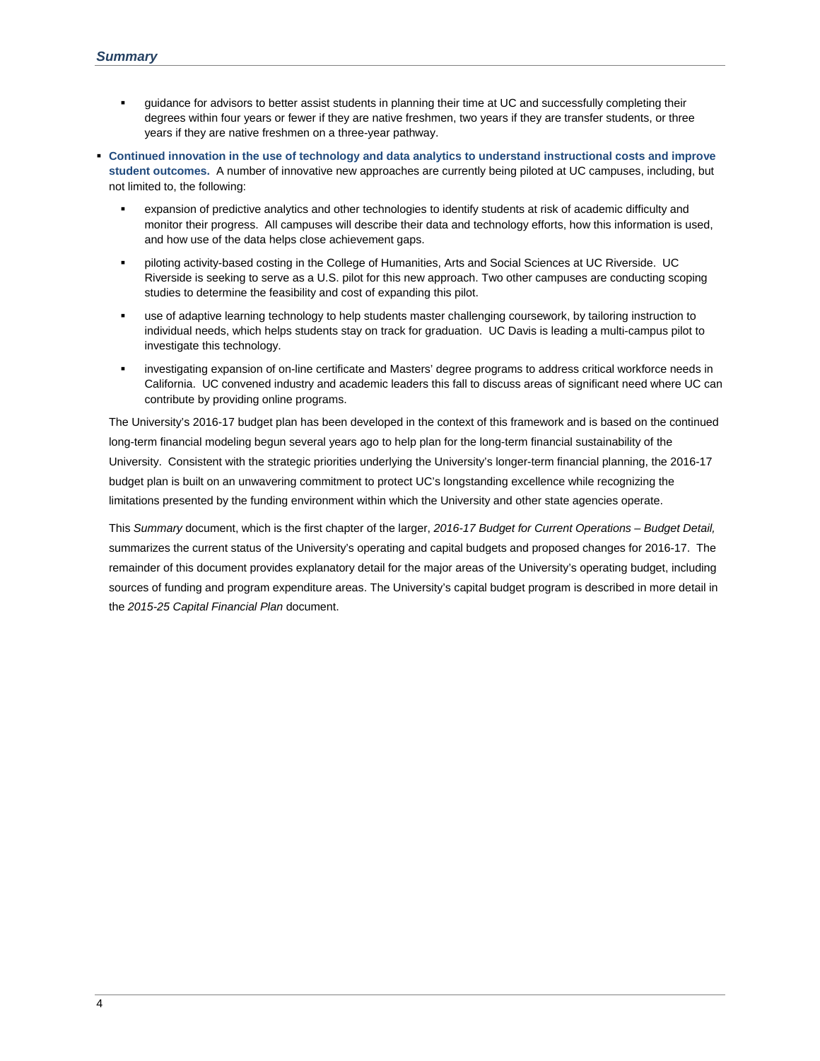- guidance for advisors to better assist students in planning their time at UC and successfully completing their degrees within four years or fewer if they are native freshmen, two years if they are transfer students, or three years if they are native freshmen on a three-year pathway.

- **Continued innovation in the use of technology and data analytics to understand instructional costs and improve student outcomes.** A number of innovative new approaches are currently being piloted at UC campuses, including, but not limited to, the following:

  - expansion of predictive analytics and other technologies to identify students at risk of academic difficulty and monitor their progress. All campuses will describe their data and technology efforts, how this information is used, and how use of the data helps close achievement gaps.

  - piloting activity-based costing in the College of Humanities, Arts and Social Sciences at UC Riverside. UC Riverside is seeking to serve as a U.S. pilot for this new approach. Two other campuses are conducting scoping studies to determine the feasibility and cost of expanding this pilot.

  - use of adaptive learning technology to help students master challenging coursework, by tailoring instruction to individual needs, which helps students stay on track for graduation. UC Davis is leading a multi-campus pilot to investigate this technology.

  - investigating expansion of on-line certificate and Masters' degree programs to address critical workforce needs in California. UC convened industry and academic leaders this fall to discuss areas of significant need where UC can contribute by providing online programs.

The University's 2016-17 budget plan has been developed in the context of this framework and is based on the continued long-term financial modeling begun several years ago to help plan for the long-term financial sustainability of the University. Consistent with the strategic priorities underlying the University's longer-term financial planning, the 2016-17 budget plan is built on an unwavering commitment to protect UC's longstanding excellence while recognizing the limitations presented by the funding environment within which the University and other state agencies operate.

This *Summary* document, which is the first chapter of the larger, *2016-17 Budget for Current Operations – Budget Detail,* summarizes the current status of the University's operating and capital budgets and proposed changes for 2016-17. The remainder of this document provides explanatory detail for the major areas of the University's operating budget, including sources of funding and program expenditure areas. The University's capital budget program is described in more detail in the *2015-25 Capital Financial Plan* document.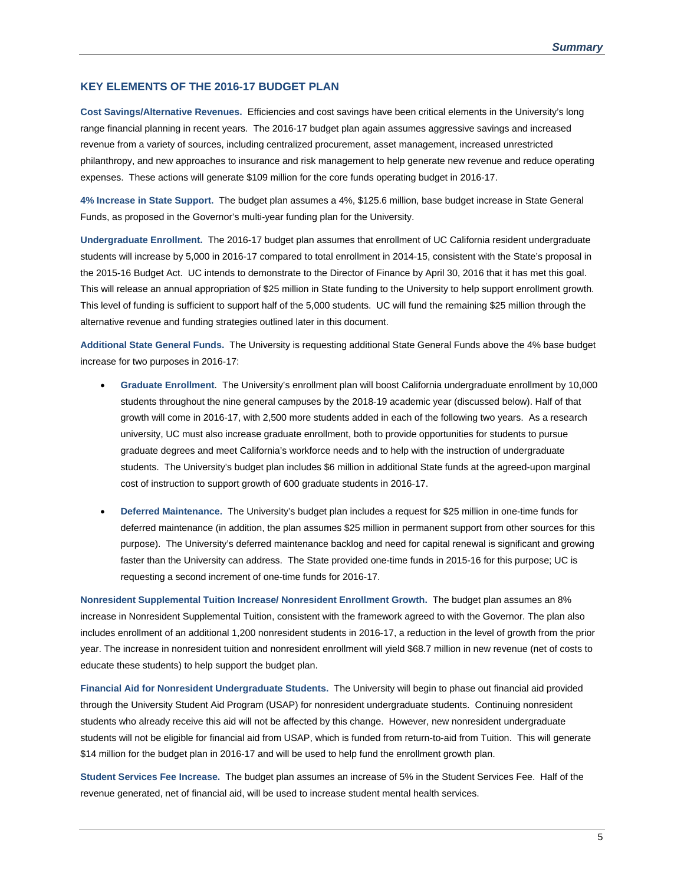## KEY ELEMENTS OF THE 2016-17 BUDGET PLAN

**Cost Savings/Alternative Revenues.** Efficiencies and cost savings have been critical elements in the University's long range financial planning in recent years. The 2016-17 budget plan again assumes aggressive savings and increased revenue from a variety of sources, including centralized procurement, asset management, increased unrestricted philanthropy, and new approaches to insurance and risk management to help generate new revenue and reduce operating expenses. These actions will generate $109 million for the core funds operating budget in 2016-17.

**4% Increase in State Support.** The budget plan assumes a 4%, $125.6 million, base budget increase in State General Funds, as proposed in the Governor's multi-year funding plan for the University.

**Undergraduate Enrollment.** The 2016-17 budget plan assumes that enrollment of UC California resident undergraduate students will increase by 5,000 in 2016-17 compared to total enrollment in 2014-15, consistent with the State's proposal in the 2015-16 Budget Act. UC intends to demonstrate to the Director of Finance by April 30, 2016 that it has met this goal. This will release an annual appropriation of $25 million in State funding to the University to help support enrollment growth. This level of funding is sufficient to support half of the 5,000 students. UC will fund the remaining $25 million through the alternative revenue and funding strategies outlined later in this document.

**Additional State General Funds.** The University is requesting additional State General Funds above the 4% base budget increase for two purposes in 2016-17:

- **Graduate Enrollment**. The University's enrollment plan will boost California undergraduate enrollment by 10,000 students throughout the nine general campuses by the 2018-19 academic year (discussed below). Half of that growth will come in 2016-17, with 2,500 more students added in each of the following two years. As a research university, UC must also increase graduate enrollment, both to provide opportunities for students to pursue graduate degrees and meet California's workforce needs and to help with the instruction of undergraduate students. The University's budget plan includes $6 million in additional State funds at the agreed-upon marginal cost of instruction to support growth of 600 graduate students in 2016-17.

- **Deferred Maintenance.** The University's budget plan includes a request for $25 million in one-time funds for deferred maintenance (in addition, the plan assumes $25 million in permanent support from other sources for this purpose). The University's deferred maintenance backlog and need for capital renewal is significant and growing faster than the University can address. The State provided one-time funds in 2015-16 for this purpose; UC is requesting a second increment of one-time funds for 2016-17.

**Nonresident Supplemental Tuition Increase/ Nonresident Enrollment Growth.** The budget plan assumes an 8% increase in Nonresident Supplemental Tuition, consistent with the framework agreed to with the Governor. The plan also includes enrollment of an additional 1,200 nonresident students in 2016-17, a reduction in the level of growth from the prior year. The increase in nonresident tuition and nonresident enrollment will yield $68.7 million in new revenue (net of costs to educate these students) to help support the budget plan.

**Financial Aid for Nonresident Undergraduate Students.** The University will begin to phase out financial aid provided through the University Student Aid Program (USAP) for nonresident undergraduate students. Continuing nonresident students who already receive this aid will not be affected by this change. However, new nonresident undergraduate students will not be eligible for financial aid from USAP, which is funded from return-to-aid from Tuition. This will generate $14 million for the budget plan in 2016-17 and will be used to help fund the enrollment growth plan.

**Student Services Fee Increase.** The budget plan assumes an increase of 5% in the Student Services Fee. Half of the revenue generated, net of financial aid, will be used to increase student mental health services.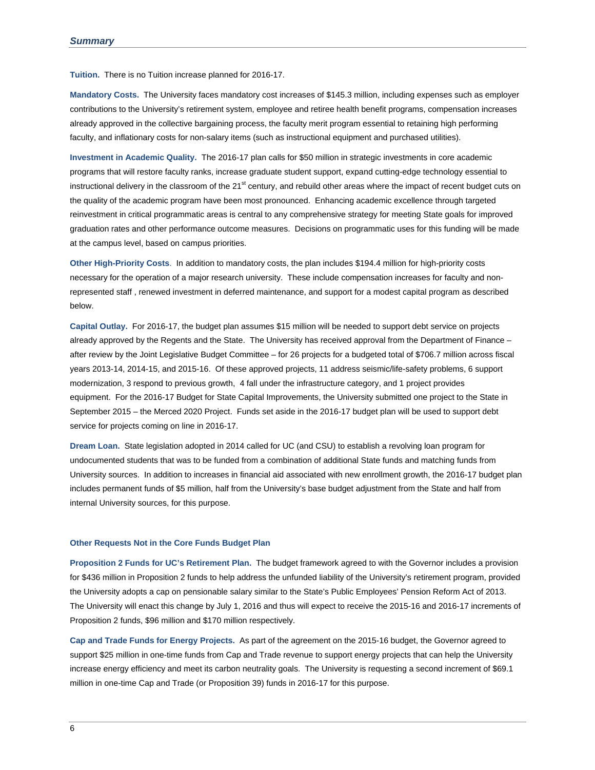**Tuition.** There is no Tuition increase planned for 2016-17.

**Mandatory Costs.** The University faces mandatory cost increases of $145.3 million, including expenses such as employer contributions to the University's retirement system, employee and retiree health benefit programs, compensation increases already approved in the collective bargaining process, the faculty merit program essential to retaining high performing faculty, and inflationary costs for non-salary items (such as instructional equipment and purchased utilities).

**Investment in Academic Quality.** The 2016-17 plan calls for $50 million in strategic investments in core academic programs that will restore faculty ranks, increase graduate student support, expand cutting-edge technology essential to instructional delivery in the classroom of the 21st century, and rebuild other areas where the impact of recent budget cuts on the quality of the academic program have been most pronounced. Enhancing academic excellence through targeted reinvestment in critical programmatic areas is central to any comprehensive strategy for meeting State goals for improved graduation rates and other performance outcome measures. Decisions on programmatic uses for this funding will be made at the campus level, based on campus priorities.

**Other High-Priority Costs**. In addition to mandatory costs, the plan includes $194.4 million for high-priority costs necessary for the operation of a major research university. These include compensation increases for faculty and non-represented staff , renewed investment in deferred maintenance, and support for a modest capital program as described below.

**Capital Outlay.** For 2016-17, the budget plan assumes $15 million will be needed to support debt service on projects already approved by the Regents and the State. The University has received approval from the Department of Finance – after review by the Joint Legislative Budget Committee – for 26 projects for a budgeted total of $706.7 million across fiscal years 2013-14, 2014-15, and 2015-16. Of these approved projects, 11 address seismic/life-safety problems, 6 support modernization, 3 respond to previous growth, 4 fall under the infrastructure category, and 1 project provides equipment. For the 2016-17 Budget for State Capital Improvements, the University submitted one project to the State in September 2015 – the Merced 2020 Project. Funds set aside in the 2016-17 budget plan will be used to support debt service for projects coming on line in 2016-17.

**Dream Loan.** State legislation adopted in 2014 called for UC (and CSU) to establish a revolving loan program for undocumented students that was to be funded from a combination of additional State funds and matching funds from University sources. In addition to increases in financial aid associated with new enrollment growth, the 2016-17 budget plan includes permanent funds of $5 million, half from the University's base budget adjustment from the State and half from internal University sources, for this purpose.

### Other Requests Not in the Core Funds Budget Plan

**Proposition 2 Funds for UC's Retirement Plan.** The budget framework agreed to with the Governor includes a provision for $436 million in Proposition 2 funds to help address the unfunded liability of the University's retirement program, provided the University adopts a cap on pensionable salary similar to the State's Public Employees' Pension Reform Act of 2013. The University will enact this change by July 1, 2016 and thus will expect to receive the 2015-16 and 2016-17 increments of Proposition 2 funds, $96 million and $170 million respectively.

**Cap and Trade Funds for Energy Projects.** As part of the agreement on the 2015-16 budget, the Governor agreed to support $25 million in one-time funds from Cap and Trade revenue to support energy projects that can help the University increase energy efficiency and meet its carbon neutrality goals. The University is requesting a second increment of $69.1 million in one-time Cap and Trade (or Proposition 39) funds in 2016-17 for this purpose.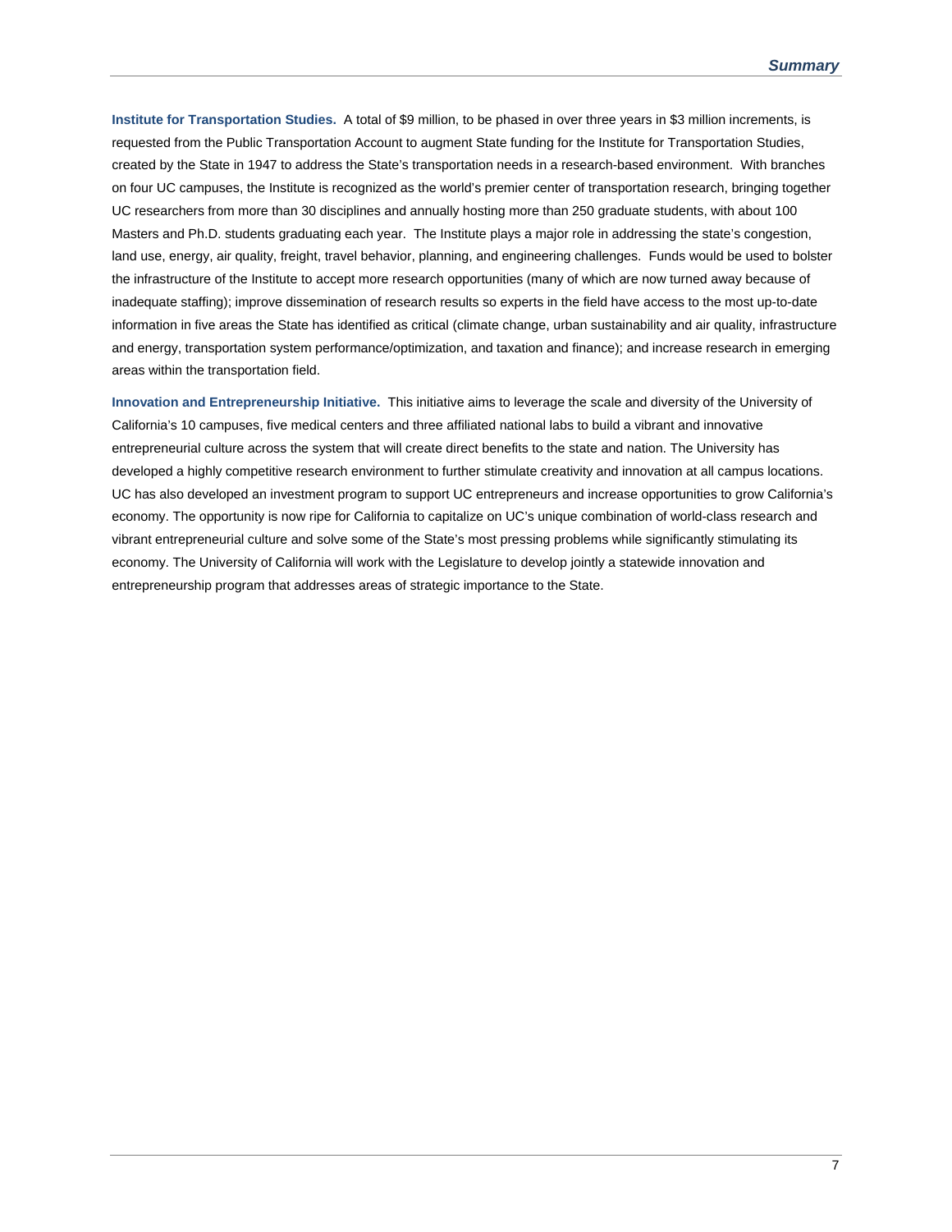**Institute for Transportation Studies.** A total of $9 million, to be phased in over three years in $3 million increments, is requested from the Public Transportation Account to augment State funding for the Institute for Transportation Studies, created by the State in 1947 to address the State's transportation needs in a research-based environment. With branches on four UC campuses, the Institute is recognized as the world's premier center of transportation research, bringing together UC researchers from more than 30 disciplines and annually hosting more than 250 graduate students, with about 100 Masters and Ph.D. students graduating each year. The Institute plays a major role in addressing the state's congestion, land use, energy, air quality, freight, travel behavior, planning, and engineering challenges. Funds would be used to bolster the infrastructure of the Institute to accept more research opportunities (many of which are now turned away because of inadequate staffing); improve dissemination of research results so experts in the field have access to the most up-to-date information in five areas the State has identified as critical (climate change, urban sustainability and air quality, infrastructure and energy, transportation system performance/optimization, and taxation and finance); and increase research in emerging areas within the transportation field.

**Innovation and Entrepreneurship Initiative.** This initiative aims to leverage the scale and diversity of the University of California's 10 campuses, five medical centers and three affiliated national labs to build a vibrant and innovative entrepreneurial culture across the system that will create direct benefits to the state and nation. The University has developed a highly competitive research environment to further stimulate creativity and innovation at all campus locations. UC has also developed an investment program to support UC entrepreneurs and increase opportunities to grow California's economy. The opportunity is now ripe for California to capitalize on UC's unique combination of world-class research and vibrant entrepreneurial culture and solve some of the State's most pressing problems while significantly stimulating its economy. The University of California will work with the Legislature to develop jointly a statewide innovation and entrepreneurship program that addresses areas of strategic importance to the State.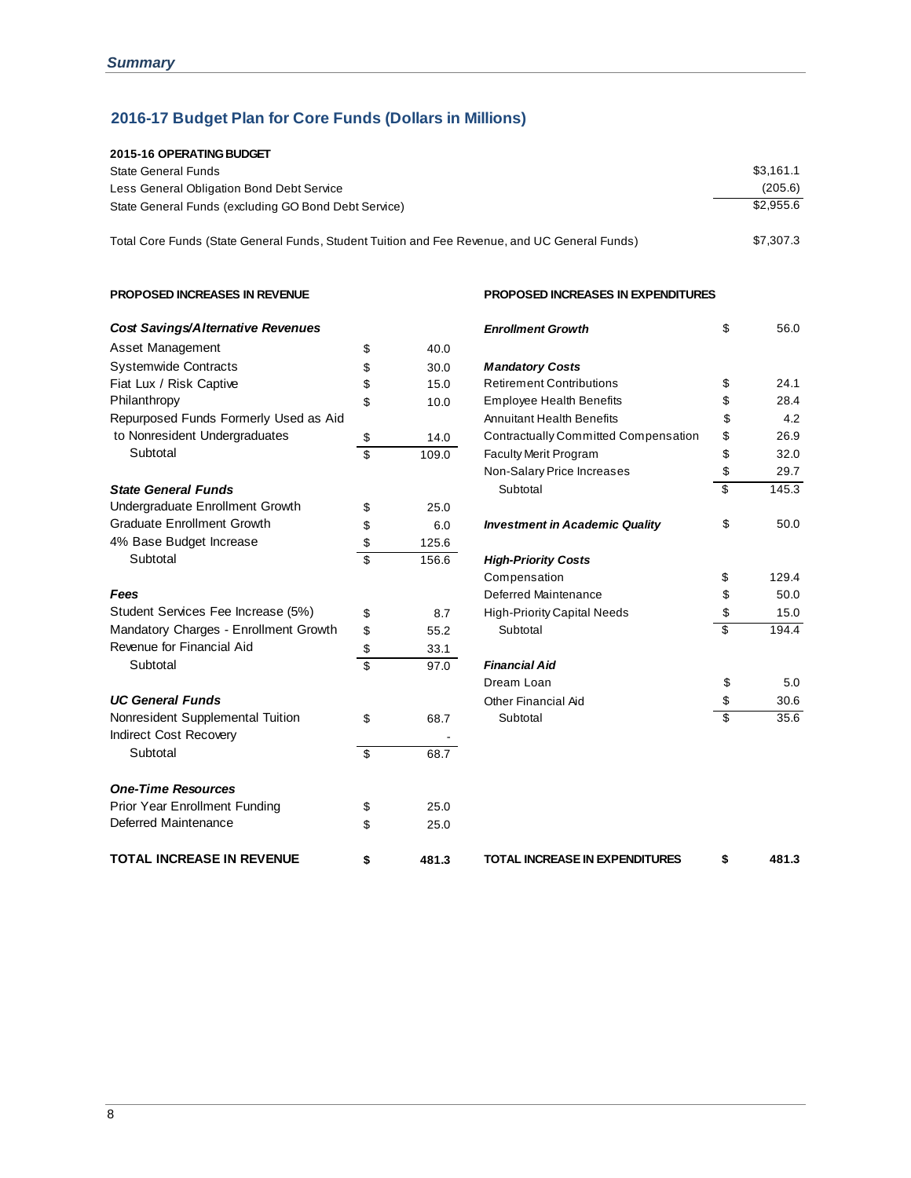## 2016-17 Budget Plan for Core Funds (Dollars in Millions)

| **2015-16 OPERATING BUDGET** | |
|---|---|
| State General Funds | $3,161.1 |
| Less General Obligation Bond Debt Service | (205.6) |
| State General Funds (excluding GO Bond Debt Service) | $2,955.6 |
| | |
| Total Core Funds (State General Funds, Student Tuition and Fee Revenue, and UC General Funds) | $7,307.3 |

### PROPOSED INCREASES IN REVENUE

| | | |
|---|---|---|
| ***Cost Savings/Alternative Revenues*** | | |
| Asset Management | $ | 40.0 |
| Systemwide Contracts | $ | 30.0 |
| Fiat Lux / Risk Captive | $ | 15.0 |
| Philanthropy | $ | 10.0 |
| Repurposed Funds Formerly Used as Aid to Nonresident Undergraduates | $ | 14.0 |
| Subtotal | $ | 109.0 |
| ***State General Funds*** | | |
| Undergraduate Enrollment Growth | $ | 25.0 |
| Graduate Enrollment Growth | $ | 6.0 |
| 4% Base Budget Increase | $ | 125.6 |
| Subtotal | $ | 156.6 |
| ***Fees*** | | |
| Student Services Fee Increase (5%) | $ | 8.7 |
| Mandatory Charges - Enrollment Growth | $ | 55.2 |
| Revenue for Financial Aid | $ | 33.1 |
| Subtotal | $ | 97.0 |
| ***UC General Funds*** | | |
| Nonresident Supplemental Tuition | $ | 68.7 |
| Indirect Cost Recovery | | - |
| Subtotal | $ | 68.7 |
| ***One-Time Resources*** | | |
| Prior Year Enrollment Funding | $ | 25.0 |
| Deferred Maintenance | $ | 25.0 |
| **TOTAL INCREASE IN REVENUE** | **$** | **481.3** |

### PROPOSED INCREASES IN EXPENDITURES

| | | |
|---|---|---|
| ***Enrollment Growth*** | $ | 56.0 |
| ***Mandatory Costs*** | | |
| Retirement Contributions | $ | 24.1 |
| Employee Health Benefits | $ | 28.4 |
| Annuitant Health Benefits | $ | 4.2 |
| Contractually Committed Compensation | $ | 26.9 |
| Faculty Merit Program | $ | 32.0 |
| Non-Salary Price Increases | $ | 29.7 |
| Subtotal | $ | 145.3 |
| ***Investment in Academic Quality*** | $ | 50.0 |
| ***High-Priority Costs*** | | |
| Compensation | $ | 129.4 |
| Deferred Maintenance | $ | 50.0 |
| High-Priority Capital Needs | $ | 15.0 |
| Subtotal | $ | 194.4 |
| ***Financial Aid*** | | |
| Dream Loan | $ | 5.0 |
| Other Financial Aid | $ | 30.6 |
| Subtotal | $ | 35.6 |
| **TOTAL INCREASE IN EXPENDITURES** | **$** | **481.3** |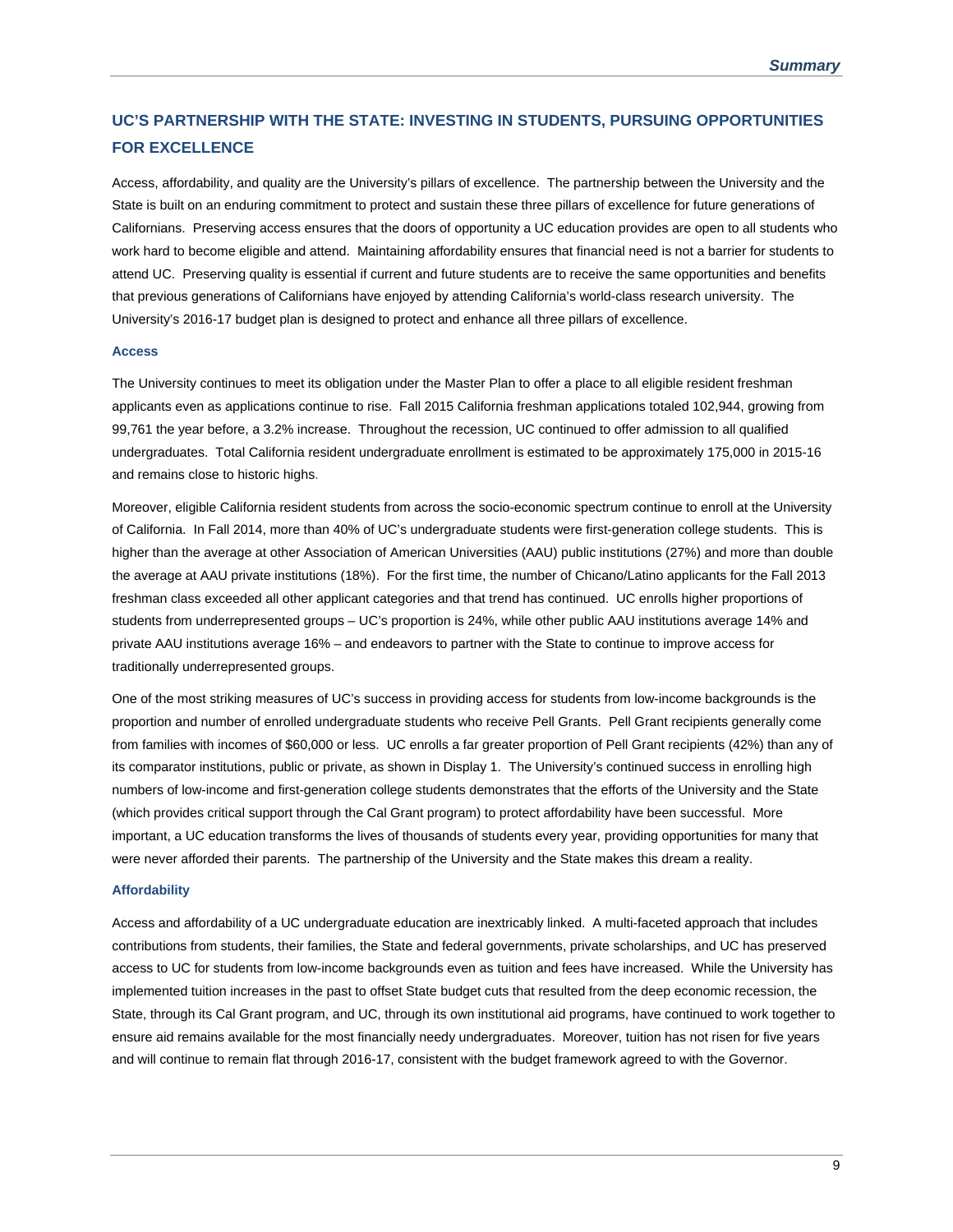## UC'S PARTNERSHIP WITH THE STATE: INVESTING IN STUDENTS, PURSUING OPPORTUNITIES FOR EXCELLENCE

Access, affordability, and quality are the University's pillars of excellence. The partnership between the University and the State is built on an enduring commitment to protect and sustain these three pillars of excellence for future generations of Californians. Preserving access ensures that the doors of opportunity a UC education provides are open to all students who work hard to become eligible and attend. Maintaining affordability ensures that financial need is not a barrier for students to attend UC. Preserving quality is essential if current and future students are to receive the same opportunities and benefits that previous generations of Californians have enjoyed by attending California's world-class research university. The University's 2016-17 budget plan is designed to protect and enhance all three pillars of excellence.

### Access

The University continues to meet its obligation under the Master Plan to offer a place to all eligible resident freshman applicants even as applications continue to rise. Fall 2015 California freshman applications totaled 102,944, growing from 99,761 the year before, a 3.2% increase. Throughout the recession, UC continued to offer admission to all qualified undergraduates. Total California resident undergraduate enrollment is estimated to be approximately 175,000 in 2015-16 and remains close to historic highs.

Moreover, eligible California resident students from across the socio-economic spectrum continue to enroll at the University of California. In Fall 2014, more than 40% of UC's undergraduate students were first-generation college students. This is higher than the average at other Association of American Universities (AAU) public institutions (27%) and more than double the average at AAU private institutions (18%). For the first time, the number of Chicano/Latino applicants for the Fall 2013 freshman class exceeded all other applicant categories and that trend has continued. UC enrolls higher proportions of students from underrepresented groups – UC's proportion is 24%, while other public AAU institutions average 14% and private AAU institutions average 16% – and endeavors to partner with the State to continue to improve access for traditionally underrepresented groups.

One of the most striking measures of UC's success in providing access for students from low-income backgrounds is the proportion and number of enrolled undergraduate students who receive Pell Grants. Pell Grant recipients generally come from families with incomes of $60,000 or less. UC enrolls a far greater proportion of Pell Grant recipients (42%) than any of its comparator institutions, public or private, as shown in Display 1. The University's continued success in enrolling high numbers of low-income and first-generation college students demonstrates that the efforts of the University and the State (which provides critical support through the Cal Grant program) to protect affordability have been successful. More important, a UC education transforms the lives of thousands of students every year, providing opportunities for many that were never afforded their parents. The partnership of the University and the State makes this dream a reality.

### Affordability

Access and affordability of a UC undergraduate education are inextricably linked. A multi-faceted approach that includes contributions from students, their families, the State and federal governments, private scholarships, and UC has preserved access to UC for students from low-income backgrounds even as tuition and fees have increased. While the University has implemented tuition increases in the past to offset State budget cuts that resulted from the deep economic recession, the State, through its Cal Grant program, and UC, through its own institutional aid programs, have continued to work together to ensure aid remains available for the most financially needy undergraduates. Moreover, tuition has not risen for five years and will continue to remain flat through 2016-17, consistent with the budget framework agreed to with the Governor.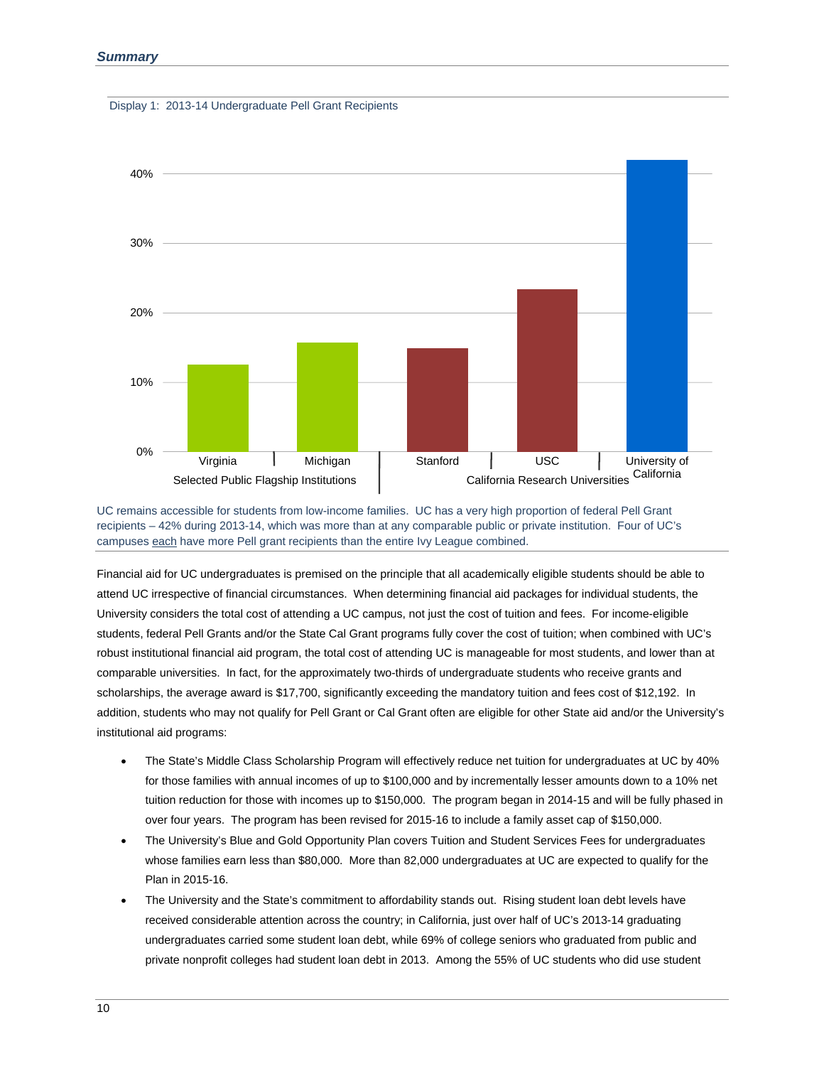*Summary*

Display 1: 2013-14 Undergraduate Pell Grant Recipients

UC remains accessible for students from low-income families. UC has a very high proportion of federal Pell Grant recipients – 42% during 2013-14, which was more than at any comparable public or private institution. Four of UC's campuses each have more Pell grant recipients than the entire Ivy League combined.

Financial aid for UC undergraduates is premised on the principle that all academically eligible students should be able to attend UC irrespective of financial circumstances. When determining financial aid packages for individual students, the University considers the total cost of attending a UC campus, not just the cost of tuition and fees. For income-eligible students, federal Pell Grants and/or the State Cal Grant programs fully cover the cost of tuition; when combined with UC's robust institutional financial aid program, the total cost of attending UC is manageable for most students, and lower than at comparable universities. In fact, for the approximately two-thirds of undergraduate students who receive grants and scholarships, the average award is $17,700, significantly exceeding the mandatory tuition and fees cost of $12,192. In addition, students who may not qualify for Pell Grant or Cal Grant often are eligible for other State aid and/or the University's institutional aid programs:

- The State's Middle Class Scholarship Program will effectively reduce net tuition for undergraduates at UC by 40% for those families with annual incomes of up to $100,000 and by incrementally lesser amounts down to a 10% net tuition reduction for those with incomes up to $150,000. The program began in 2014-15 and will be fully phased in over four years. The program has been revised for 2015-16 to include a family asset cap of $150,000.
- The University's Blue and Gold Opportunity Plan covers Tuition and Student Services Fees for undergraduates whose families earn less than $80,000. More than 82,000 undergraduates at UC are expected to qualify for the Plan in 2015-16.
- The University and the State's commitment to affordability stands out. Rising student loan debt levels have received considerable attention across the country; in California, just over half of UC's 2013-14 graduating undergraduates carried some student loan debt, while 69% of college seniors who graduated from public and private nonprofit colleges had student loan debt in 2013. Among the 55% of UC students who did use student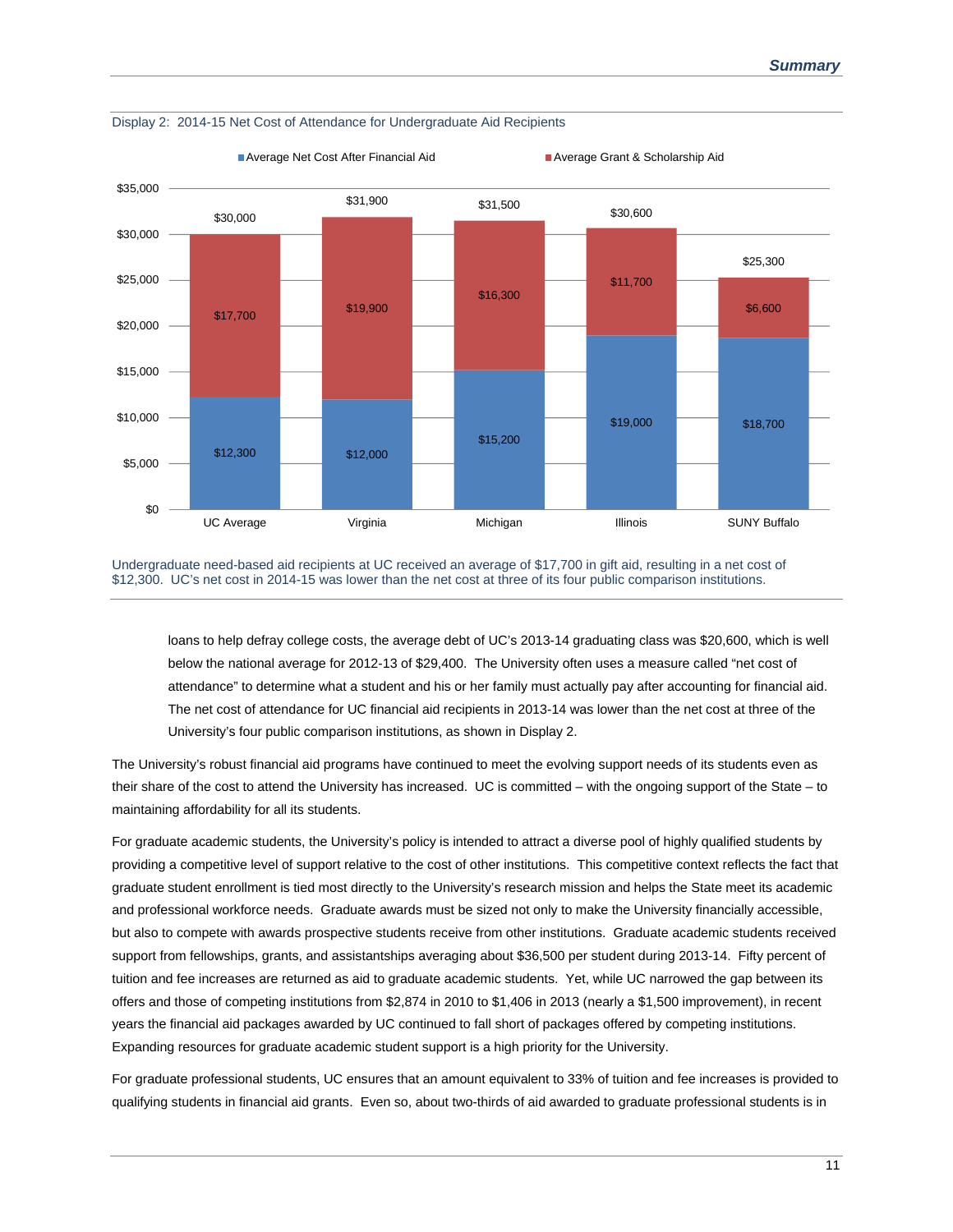Display 2: 2014-15 Net Cost of Attendance for Undergraduate Aid Recipients

| | UC Average | Virginia | Michigan | Illinois | SUNY Buffalo |
|---|---|---|---|---|---|
| Average Net Cost After Financial Aid | $12,300 | $12,000 | $15,200 | $19,000 | $18,700 |
| Average Grant & Scholarship Aid | $17,700 | $19,900 | $16,300 | $11,700 | $6,600 |
| Total | $30,000 | $31,900 | $31,500 | $30,600 | $25,300 |

Undergraduate need-based aid recipients at UC received an average of $17,700 in gift aid, resulting in a net cost of $12,300. UC's net cost in 2014-15 was lower than the net cost at three of its four public comparison institutions.

loans to help defray college costs, the average debt of UC's 2013-14 graduating class was $20,600, which is well below the national average for 2012-13 of $29,400. The University often uses a measure called "net cost of attendance" to determine what a student and his or her family must actually pay after accounting for financial aid. The net cost of attendance for UC financial aid recipients in 2013-14 was lower than the net cost at three of the University's four public comparison institutions, as shown in Display 2.

The University's robust financial aid programs have continued to meet the evolving support needs of its students even as their share of the cost to attend the University has increased. UC is committed – with the ongoing support of the State – to maintaining affordability for all its students.

For graduate academic students, the University's policy is intended to attract a diverse pool of highly qualified students by providing a competitive level of support relative to the cost of other institutions. This competitive context reflects the fact that graduate student enrollment is tied most directly to the University's research mission and helps the State meet its academic and professional workforce needs. Graduate awards must be sized not only to make the University financially accessible, but also to compete with awards prospective students receive from other institutions. Graduate academic students received support from fellowships, grants, and assistantships averaging about $36,500 per student during 2013-14. Fifty percent of tuition and fee increases are returned as aid to graduate academic students. Yet, while UC narrowed the gap between its offers and those of competing institutions from $2,874 in 2010 to $1,406 in 2013 (nearly a $1,500 improvement), in recent years the financial aid packages awarded by UC continued to fall short of packages offered by competing institutions. Expanding resources for graduate academic student support is a high priority for the University.

For graduate professional students, UC ensures that an amount equivalent to 33% of tuition and fee increases is provided to qualifying students in financial aid grants. Even so, about two-thirds of aid awarded to graduate professional students is in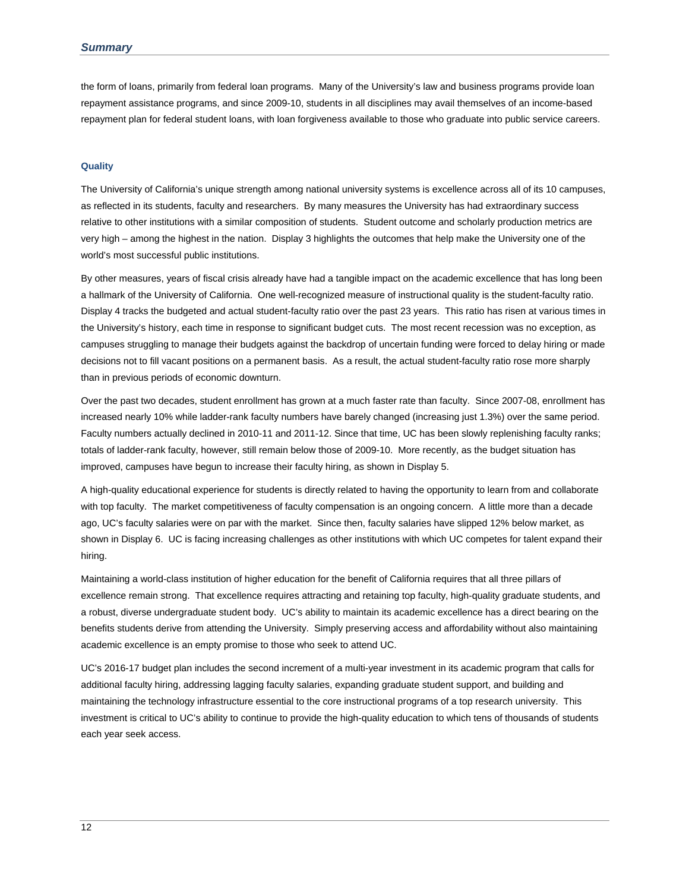the form of loans, primarily from federal loan programs. Many of the University's law and business programs provide loan repayment assistance programs, and since 2009-10, students in all disciplines may avail themselves of an income-based repayment plan for federal student loans, with loan forgiveness available to those who graduate into public service careers.

### Quality

The University of California's unique strength among national university systems is excellence across all of its 10 campuses, as reflected in its students, faculty and researchers. By many measures the University has had extraordinary success relative to other institutions with a similar composition of students. Student outcome and scholarly production metrics are very high – among the highest in the nation. Display 3 highlights the outcomes that help make the University one of the world's most successful public institutions.

By other measures, years of fiscal crisis already have had a tangible impact on the academic excellence that has long been a hallmark of the University of California. One well-recognized measure of instructional quality is the student-faculty ratio. Display 4 tracks the budgeted and actual student-faculty ratio over the past 23 years. This ratio has risen at various times in the University's history, each time in response to significant budget cuts. The most recent recession was no exception, as campuses struggling to manage their budgets against the backdrop of uncertain funding were forced to delay hiring or made decisions not to fill vacant positions on a permanent basis. As a result, the actual student-faculty ratio rose more sharply than in previous periods of economic downturn.

Over the past two decades, student enrollment has grown at a much faster rate than faculty. Since 2007-08, enrollment has increased nearly 10% while ladder-rank faculty numbers have barely changed (increasing just 1.3%) over the same period. Faculty numbers actually declined in 2010-11 and 2011-12. Since that time, UC has been slowly replenishing faculty ranks; totals of ladder-rank faculty, however, still remain below those of 2009-10. More recently, as the budget situation has improved, campuses have begun to increase their faculty hiring, as shown in Display 5.

A high-quality educational experience for students is directly related to having the opportunity to learn from and collaborate with top faculty. The market competitiveness of faculty compensation is an ongoing concern. A little more than a decade ago, UC's faculty salaries were on par with the market. Since then, faculty salaries have slipped 12% below market, as shown in Display 6. UC is facing increasing challenges as other institutions with which UC competes for talent expand their hiring.

Maintaining a world-class institution of higher education for the benefit of California requires that all three pillars of excellence remain strong. That excellence requires attracting and retaining top faculty, high-quality graduate students, and a robust, diverse undergraduate student body. UC's ability to maintain its academic excellence has a direct bearing on the benefits students derive from attending the University. Simply preserving access and affordability without also maintaining academic excellence is an empty promise to those who seek to attend UC.

UC's 2016-17 budget plan includes the second increment of a multi-year investment in its academic program that calls for additional faculty hiring, addressing lagging faculty salaries, expanding graduate student support, and building and maintaining the technology infrastructure essential to the core instructional programs of a top research university. This investment is critical to UC's ability to continue to provide the high-quality education to which tens of thousands of students each year seek access.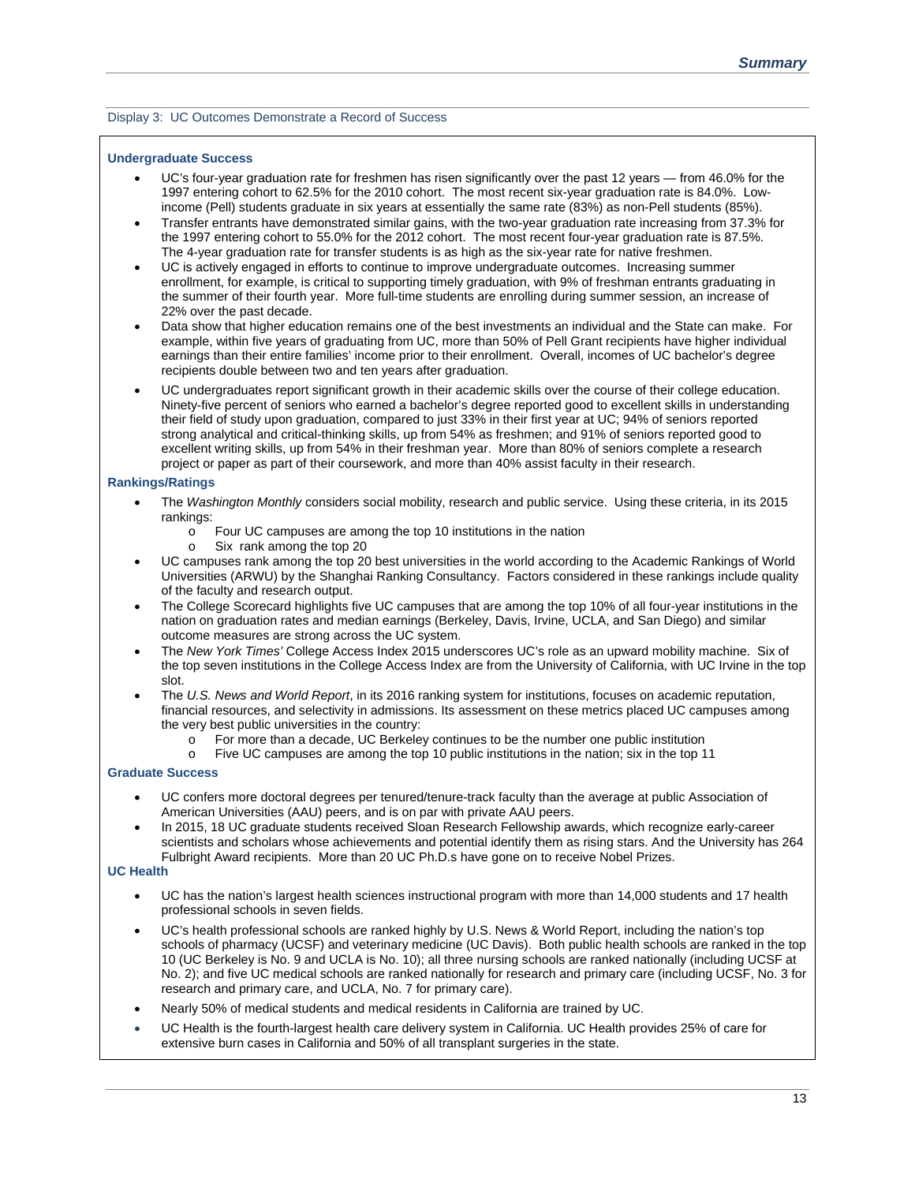Display 3: UC Outcomes Demonstrate a Record of Success

**Undergraduate Success**

- UC's four-year graduation rate for freshmen has risen significantly over the past 12 years — from 46.0% for the 1997 entering cohort to 62.5% for the 2010 cohort. The most recent six-year graduation rate is 84.0%. Low-income (Pell) students graduate in six years at essentially the same rate (83%) as non-Pell students (85%).
- Transfer entrants have demonstrated similar gains, with the two-year graduation rate increasing from 37.3% for the 1997 entering cohort to 55.0% for the 2012 cohort. The most recent four-year graduation rate is 87.5%. The 4-year graduation rate for transfer students is as high as the six-year rate for native freshmen.
- UC is actively engaged in efforts to continue to improve undergraduate outcomes. Increasing summer enrollment, for example, is critical to supporting timely graduation, with 9% of freshman entrants graduating in the summer of their fourth year. More full-time students are enrolling during summer session, an increase of 22% over the past decade.
- Data show that higher education remains one of the best investments an individual and the State can make. For example, within five years of graduating from UC, more than 50% of Pell Grant recipients have higher individual earnings than their entire families' income prior to their enrollment. Overall, incomes of UC bachelor's degree recipients double between two and ten years after graduation.
- UC undergraduates report significant growth in their academic skills over the course of their college education. Ninety-five percent of seniors who earned a bachelor's degree reported good to excellent skills in understanding their field of study upon graduation, compared to just 33% in their first year at UC; 94% of seniors reported strong analytical and critical-thinking skills, up from 54% as freshmen; and 91% of seniors reported good to excellent writing skills, up from 54% in their freshman year. More than 80% of seniors complete a research project or paper as part of their coursework, and more than 40% assist faculty in their research.

**Rankings/Ratings**

- The *Washington Monthly* considers social mobility, research and public service. Using these criteria, in its 2015 rankings:
  - Four UC campuses are among the top 10 institutions in the nation
  - Six rank among the top 20
- UC campuses rank among the top 20 best universities in the world according to the Academic Rankings of World Universities (ARWU) by the Shanghai Ranking Consultancy. Factors considered in these rankings include quality of the faculty and research output.
- The College Scorecard highlights five UC campuses that are among the top 10% of all four-year institutions in the nation on graduation rates and median earnings (Berkeley, Davis, Irvine, UCLA, and San Diego) and similar outcome measures are strong across the UC system.
- The *New York Times'* College Access Index 2015 underscores UC's role as an upward mobility machine. Six of the top seven institutions in the College Access Index are from the University of California, with UC Irvine in the top slot.
- The *U.S. News and World Report*, in its 2016 ranking system for institutions, focuses on academic reputation, financial resources, and selectivity in admissions. Its assessment on these metrics placed UC campuses among the very best public universities in the country:
  - For more than a decade, UC Berkeley continues to be the number one public institution
  - Five UC campuses are among the top 10 public institutions in the nation; six in the top 11

**Graduate Success**

- UC confers more doctoral degrees per tenured/tenure-track faculty than the average at public Association of American Universities (AAU) peers, and is on par with private AAU peers.
- In 2015, 18 UC graduate students received Sloan Research Fellowship awards, which recognize early-career scientists and scholars whose achievements and potential identify them as rising stars. And the University has 264 Fulbright Award recipients. More than 20 UC Ph.D.s have gone on to receive Nobel Prizes.

**UC Health**

- UC has the nation's largest health sciences instructional program with more than 14,000 students and 17 health professional schools in seven fields.
- UC's health professional schools are ranked highly by U.S. News & World Report, including the nation's top schools of pharmacy (UCSF) and veterinary medicine (UC Davis). Both public health schools are ranked in the top 10 (UC Berkeley is No. 9 and UCLA is No. 10); all three nursing schools are ranked nationally (including UCSF at No. 2); and five UC medical schools are ranked nationally for research and primary care (including UCSF, No. 3 for research and primary care, and UCLA, No. 7 for primary care).
- Nearly 50% of medical students and medical residents in California are trained by UC.
- UC Health is the fourth-largest health care delivery system in California. UC Health provides 25% of care for extensive burn cases in California and 50% of all transplant surgeries in the state.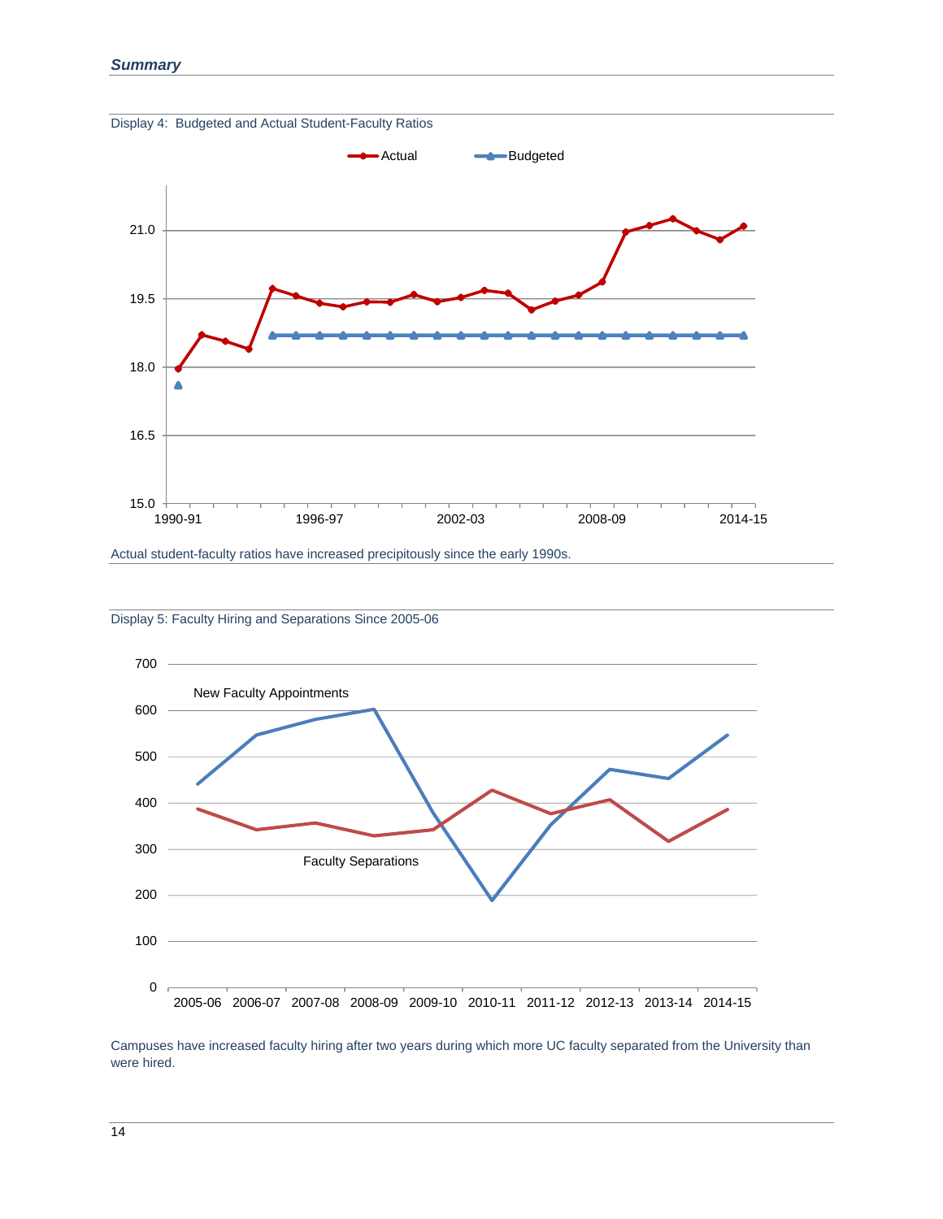Display 4: Budgeted and Actual Student-Faculty Ratios

Actual student-faculty ratios have increased precipitously since the early 1990s.

Display 5: Faculty Hiring and Separations Since 2005-06

Campuses have increased faculty hiring after two years during which more UC faculty separated from the University than were hired.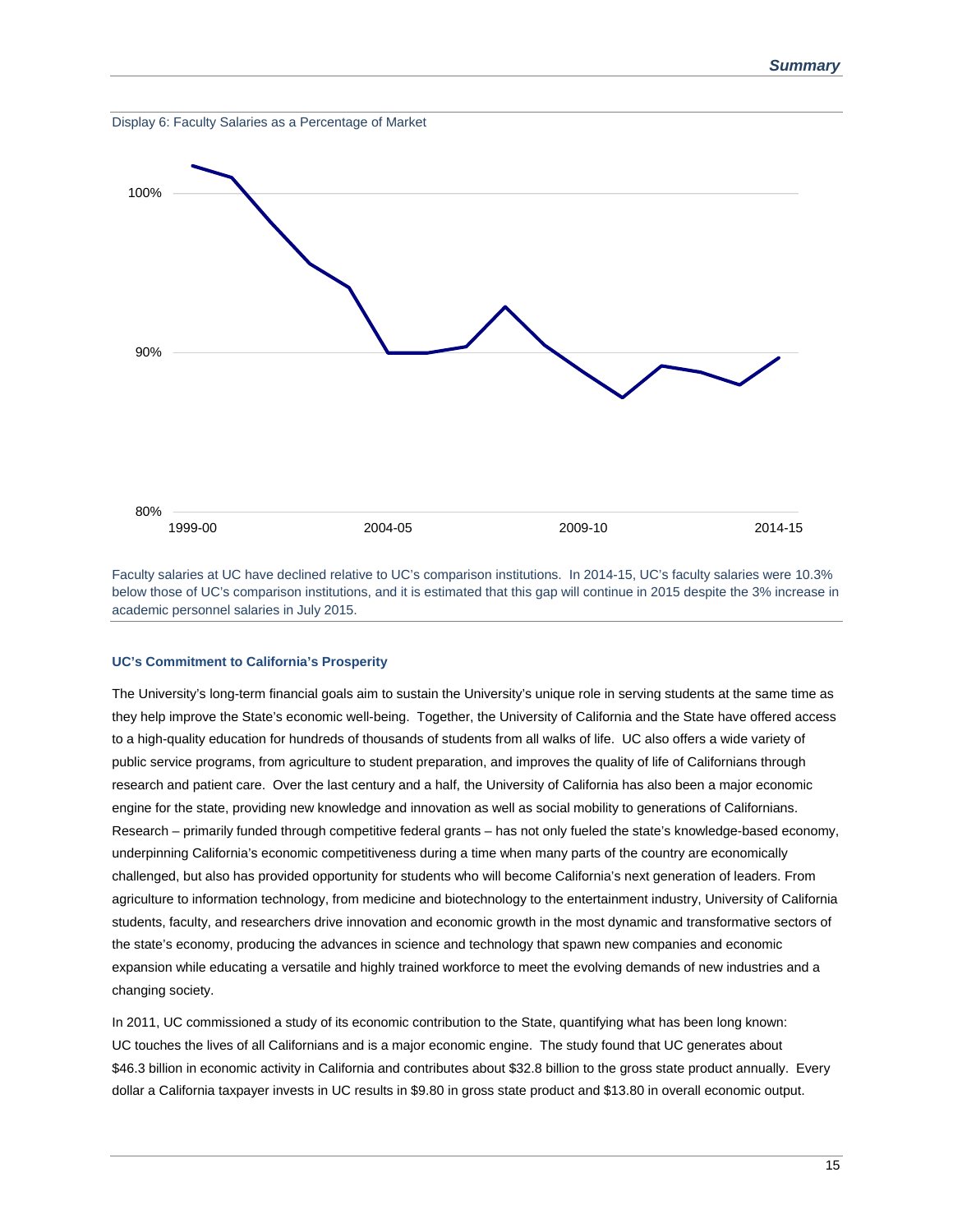Display 6: Faculty Salaries as a Percentage of Market

Faculty salaries at UC have declined relative to UC's comparison institutions. In 2014-15, UC's faculty salaries were 10.3% below those of UC's comparison institutions, and it is estimated that this gap will continue in 2015 despite the 3% increase in academic personnel salaries in July 2015.

### UC's Commitment to California's Prosperity

The University's long-term financial goals aim to sustain the University's unique role in serving students at the same time as they help improve the State's economic well-being. Together, the University of California and the State have offered access to a high-quality education for hundreds of thousands of students from all walks of life. UC also offers a wide variety of public service programs, from agriculture to student preparation, and improves the quality of life of Californians through research and patient care. Over the last century and a half, the University of California has also been a major economic engine for the state, providing new knowledge and innovation as well as social mobility to generations of Californians. Research – primarily funded through competitive federal grants – has not only fueled the state's knowledge-based economy, underpinning California's economic competitiveness during a time when many parts of the country are economically challenged, but also has provided opportunity for students who will become California's next generation of leaders. From agriculture to information technology, from medicine and biotechnology to the entertainment industry, University of California students, faculty, and researchers drive innovation and economic growth in the most dynamic and transformative sectors of the state's economy, producing the advances in science and technology that spawn new companies and economic expansion while educating a versatile and highly trained workforce to meet the evolving demands of new industries and a changing society.

In 2011, UC commissioned a study of its economic contribution to the State, quantifying what has been long known: UC touches the lives of all Californians and is a major economic engine. The study found that UC generates about $46.3 billion in economic activity in California and contributes about $32.8 billion to the gross state product annually. Every dollar a California taxpayer invests in UC results in $9.80 in gross state product and $13.80 in overall economic output.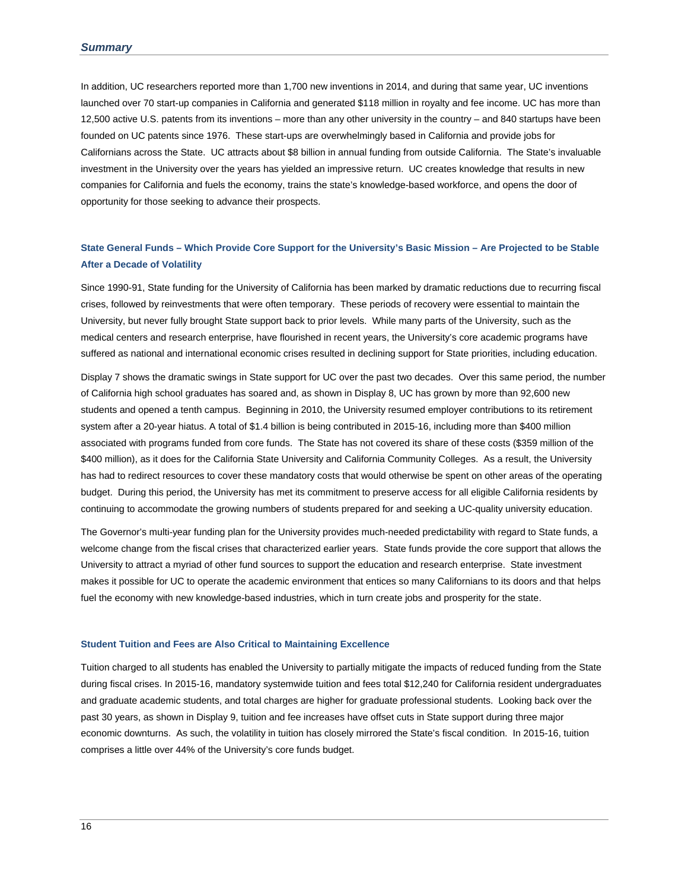In addition, UC researchers reported more than 1,700 new inventions in 2014, and during that same year, UC inventions launched over 70 start-up companies in California and generated $118 million in royalty and fee income. UC has more than 12,500 active U.S. patents from its inventions – more than any other university in the country – and 840 startups have been founded on UC patents since 1976. These start-ups are overwhelmingly based in California and provide jobs for Californians across the State. UC attracts about $8 billion in annual funding from outside California. The State's invaluable investment in the University over the years has yielded an impressive return. UC creates knowledge that results in new companies for California and fuels the economy, trains the state's knowledge-based workforce, and opens the door of opportunity for those seeking to advance their prospects.

### State General Funds – Which Provide Core Support for the University's Basic Mission – Are Projected to be Stable After a Decade of Volatility

Since 1990-91, State funding for the University of California has been marked by dramatic reductions due to recurring fiscal crises, followed by reinvestments that were often temporary. These periods of recovery were essential to maintain the University, but never fully brought State support back to prior levels. While many parts of the University, such as the medical centers and research enterprise, have flourished in recent years, the University's core academic programs have suffered as national and international economic crises resulted in declining support for State priorities, including education.

Display 7 shows the dramatic swings in State support for UC over the past two decades. Over this same period, the number of California high school graduates has soared and, as shown in Display 8, UC has grown by more than 92,600 new students and opened a tenth campus. Beginning in 2010, the University resumed employer contributions to its retirement system after a 20-year hiatus. A total of $1.4 billion is being contributed in 2015-16, including more than $400 million associated with programs funded from core funds. The State has not covered its share of these costs ($359 million of the $400 million), as it does for the California State University and California Community Colleges. As a result, the University has had to redirect resources to cover these mandatory costs that would otherwise be spent on other areas of the operating budget. During this period, the University has met its commitment to preserve access for all eligible California residents by continuing to accommodate the growing numbers of students prepared for and seeking a UC-quality university education.

The Governor's multi-year funding plan for the University provides much-needed predictability with regard to State funds, a welcome change from the fiscal crises that characterized earlier years. State funds provide the core support that allows the University to attract a myriad of other fund sources to support the education and research enterprise. State investment makes it possible for UC to operate the academic environment that entices so many Californians to its doors and that helps fuel the economy with new knowledge-based industries, which in turn create jobs and prosperity for the state.

### Student Tuition and Fees are Also Critical to Maintaining Excellence

Tuition charged to all students has enabled the University to partially mitigate the impacts of reduced funding from the State during fiscal crises. In 2015-16, mandatory systemwide tuition and fees total $12,240 for California resident undergraduates and graduate academic students, and total charges are higher for graduate professional students. Looking back over the past 30 years, as shown in Display 9, tuition and fee increases have offset cuts in State support during three major economic downturns. As such, the volatility in tuition has closely mirrored the State's fiscal condition. In 2015-16, tuition comprises a little over 44% of the University's core funds budget.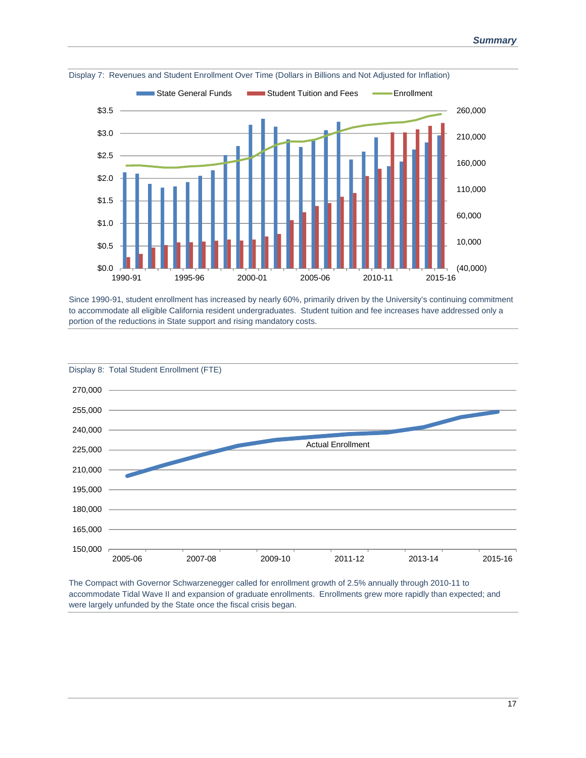Display 7: Revenues and Student Enrollment Over Time (Dollars in Billions and Not Adjusted for Inflation)

Since 1990-91, student enrollment has increased by nearly 60%, primarily driven by the University's continuing commitment to accommodate all eligible California resident undergraduates. Student tuition and fee increases have addressed only a portion of the reductions in State support and rising mandatory costs.

Display 8: Total Student Enrollment (FTE)

The Compact with Governor Schwarzenegger called for enrollment growth of 2.5% annually through 2010-11 to accommodate Tidal Wave II and expansion of graduate enrollments. Enrollments grew more rapidly than expected; and were largely unfunded by the State once the fiscal crisis began.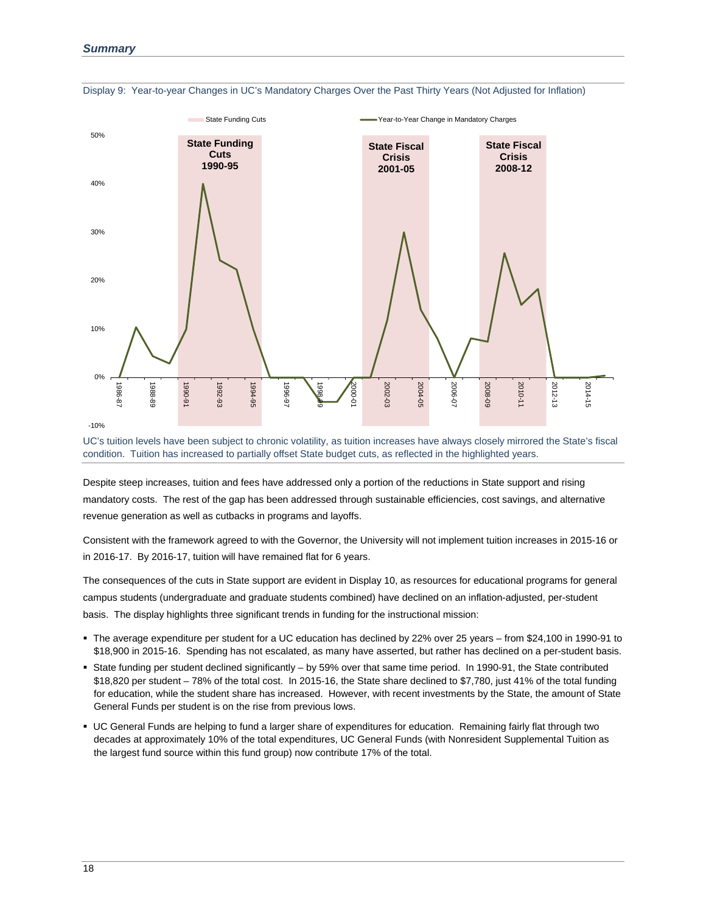Display 9: Year-to-year Changes in UC's Mandatory Charges Over the Past Thirty Years (Not Adjusted for Inflation)

UC's tuition levels have been subject to chronic volatility, as tuition increases have always closely mirrored the State's fiscal condition. Tuition has increased to partially offset State budget cuts, as reflected in the highlighted years.

Despite steep increases, tuition and fees have addressed only a portion of the reductions in State support and rising mandatory costs. The rest of the gap has been addressed through sustainable efficiencies, cost savings, and alternative revenue generation as well as cutbacks in programs and layoffs.

Consistent with the framework agreed to with the Governor, the University will not implement tuition increases in 2015-16 or in 2016-17. By 2016-17, tuition will have remained flat for 6 years.

The consequences of the cuts in State support are evident in Display 10, as resources for educational programs for general campus students (undergraduate and graduate students combined) have declined on an inflation-adjusted, per-student basis. The display highlights three significant trends in funding for the instructional mission:

- The average expenditure per student for a UC education has declined by 22% over 25 years – from $24,100 in 1990-91 to $18,900 in 2015-16. Spending has not escalated, as many have asserted, but rather has declined on a per-student basis.
- State funding per student declined significantly – by 59% over that same time period. In 1990-91, the State contributed $18,820 per student – 78% of the total cost. In 2015-16, the State share declined to $7,780, just 41% of the total funding for education, while the student share has increased. However, with recent investments by the State, the amount of State General Funds per student is on the rise from previous lows.
- UC General Funds are helping to fund a larger share of expenditures for education. Remaining fairly flat through two decades at approximately 10% of the total expenditures, UC General Funds (with Nonresident Supplemental Tuition as the largest fund source within this fund group) now contribute 17% of the total.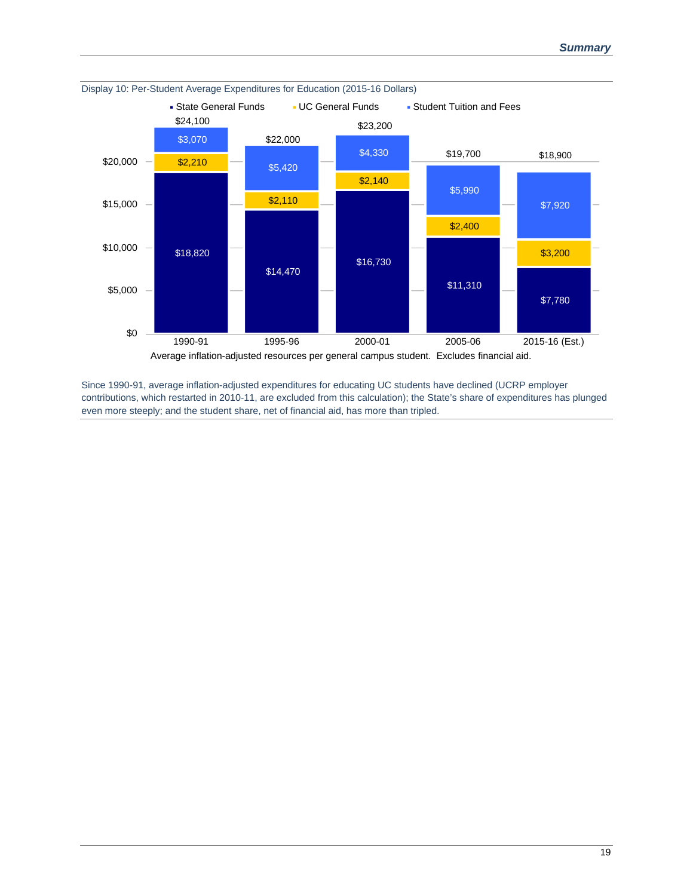Display 10: Per-Student Average Expenditures for Education (2015-16 Dollars)

| | 1990-91 | 1995-96 | 2000-01 | 2005-06 | 2015-16 (Est.) |
|---|---|---|---|---|---|
| State General Funds | $18,820 | $14,470 | $16,730 | $11,310 | $7,780 |
| UC General Funds | $2,210 | $2,110 | $2,140 | $2,400 | $3,200 |
| Student Tuition and Fees | $3,070 | $5,420 | $4,330 | $5,990 | $7,920 |
| Total | $24,100 | $22,000 | $23,200 | $19,700 | $18,900 |

Average inflation-adjusted resources per general campus student. Excludes financial aid.

Since 1990-91, average inflation-adjusted expenditures for educating UC students have declined (UCRP employer contributions, which restarted in 2010-11, are excluded from this calculation); the State's share of expenditures has plunged even more steeply; and the student share, net of financial aid, has more than tripled.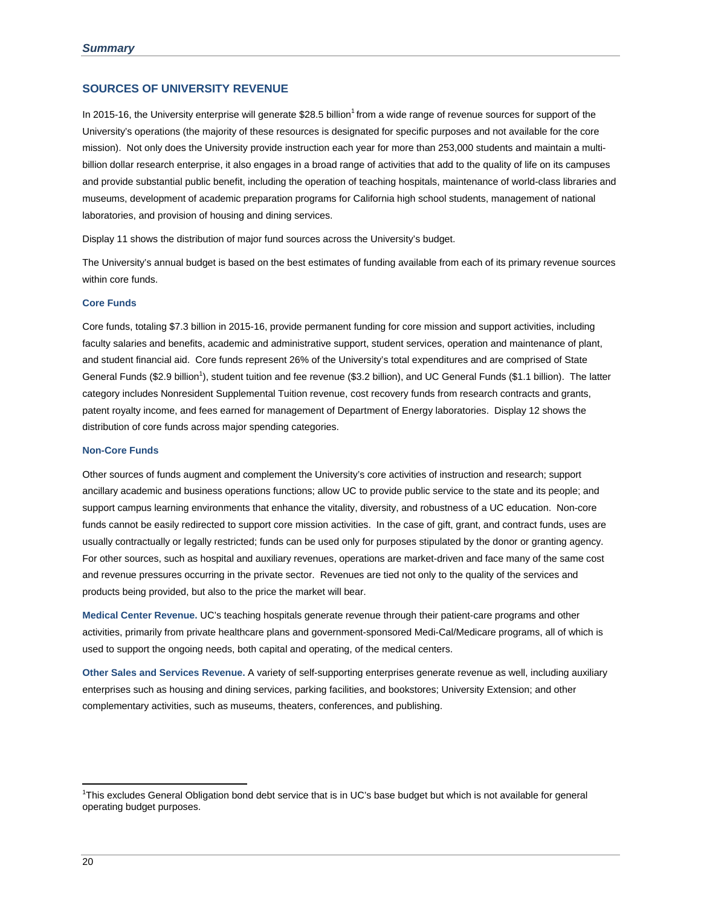## SOURCES OF UNIVERSITY REVENUE

In 2015-16, the University enterprise will generate $28.5 billion[1] from a wide range of revenue sources for support of the University's operations (the majority of these resources is designated for specific purposes and not available for the core mission). Not only does the University provide instruction each year for more than 253,000 students and maintain a multi-billion dollar research enterprise, it also engages in a broad range of activities that add to the quality of life on its campuses and provide substantial public benefit, including the operation of teaching hospitals, maintenance of world-class libraries and museums, development of academic preparation programs for California high school students, management of national laboratories, and provision of housing and dining services.

Display 11 shows the distribution of major fund sources across the University's budget.

The University's annual budget is based on the best estimates of funding available from each of its primary revenue sources within core funds.

### Core Funds

Core funds, totaling $7.3 billion in 2015-16, provide permanent funding for core mission and support activities, including faculty salaries and benefits, academic and administrative support, student services, operation and maintenance of plant, and student financial aid. Core funds represent 26% of the University's total expenditures and are comprised of State General Funds ($2.9 billion[1]), student tuition and fee revenue ($3.2 billion), and UC General Funds ($1.1 billion). The latter category includes Nonresident Supplemental Tuition revenue, cost recovery funds from research contracts and grants, patent royalty income, and fees earned for management of Department of Energy laboratories. Display 12 shows the distribution of core funds across major spending categories.

### Non-Core Funds

Other sources of funds augment and complement the University's core activities of instruction and research; support ancillary academic and business operations functions; allow UC to provide public service to the state and its people; and support campus learning environments that enhance the vitality, diversity, and robustness of a UC education. Non-core funds cannot be easily redirected to support core mission activities. In the case of gift, grant, and contract funds, uses are usually contractually or legally restricted; funds can be used only for purposes stipulated by the donor or granting agency. For other sources, such as hospital and auxiliary revenues, operations are market-driven and face many of the same cost and revenue pressures occurring in the private sector. Revenues are tied not only to the quality of the services and products being provided, but also to the price the market will bear.

**Medical Center Revenue.** UC's teaching hospitals generate revenue through their patient-care programs and other activities, primarily from private healthcare plans and government-sponsored Medi-Cal/Medicare programs, all of which is used to support the ongoing needs, both capital and operating, of the medical centers.

**Other Sales and Services Revenue.** A variety of self-supporting enterprises generate revenue as well, including auxiliary enterprises such as housing and dining services, parking facilities, and bookstores; University Extension; and other complementary activities, such as museums, theaters, conferences, and publishing.

---

[1] This excludes General Obligation bond debt service that is in UC's base budget but which is not available for general operating budget purposes.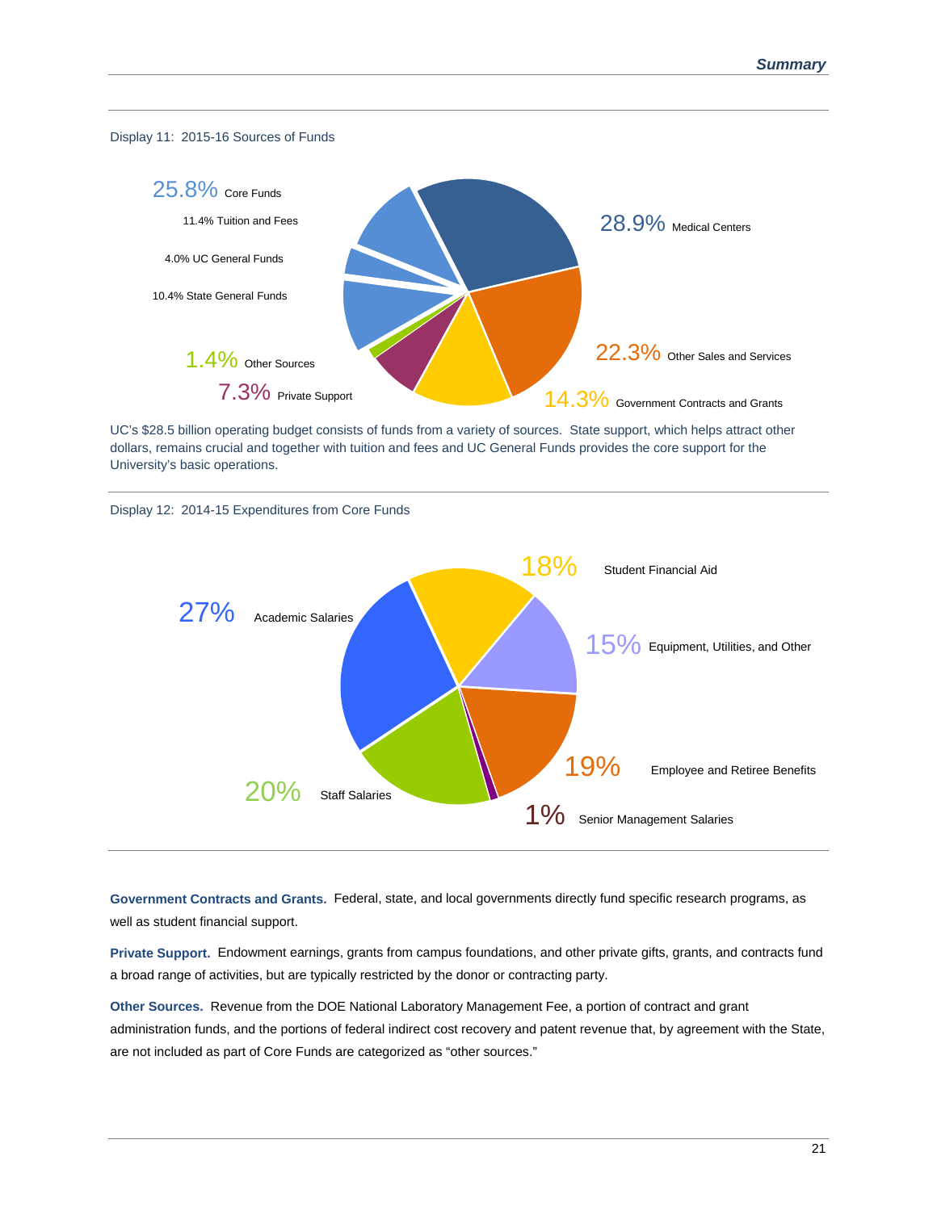Display 11: 2015-16 Sources of Funds

25.8% Core Funds

11.4% Tuition and Fees

4.0% UC General Funds

10.4% State General Funds

1.4% Other Sources

7.3% Private Support

28.9% Medical Centers

22.3% Other Sales and Services

14.3% Government Contracts and Grants

UC's $28.5 billion operating budget consists of funds from a variety of sources. State support, which helps attract other dollars, remains crucial and together with tuition and fees and UC General Funds provides the core support for the University's basic operations.

Display 12: 2014-15 Expenditures from Core Funds

27% Academic Salaries

18% Student Financial Aid

15% Equipment, Utilities, and Other

19% Employee and Retiree Benefits

1% Senior Management Salaries

20% Staff Salaries

**Government Contracts and Grants.** Federal, state, and local governments directly fund specific research programs, as well as student financial support.

**Private Support.** Endowment earnings, grants from campus foundations, and other private gifts, grants, and contracts fund a broad range of activities, but are typically restricted by the donor or contracting party.

**Other Sources.** Revenue from the DOE National Laboratory Management Fee, a portion of contract and grant administration funds, and the portions of federal indirect cost recovery and patent revenue that, by agreement with the State, are not included as part of Core Funds are categorized as "other sources."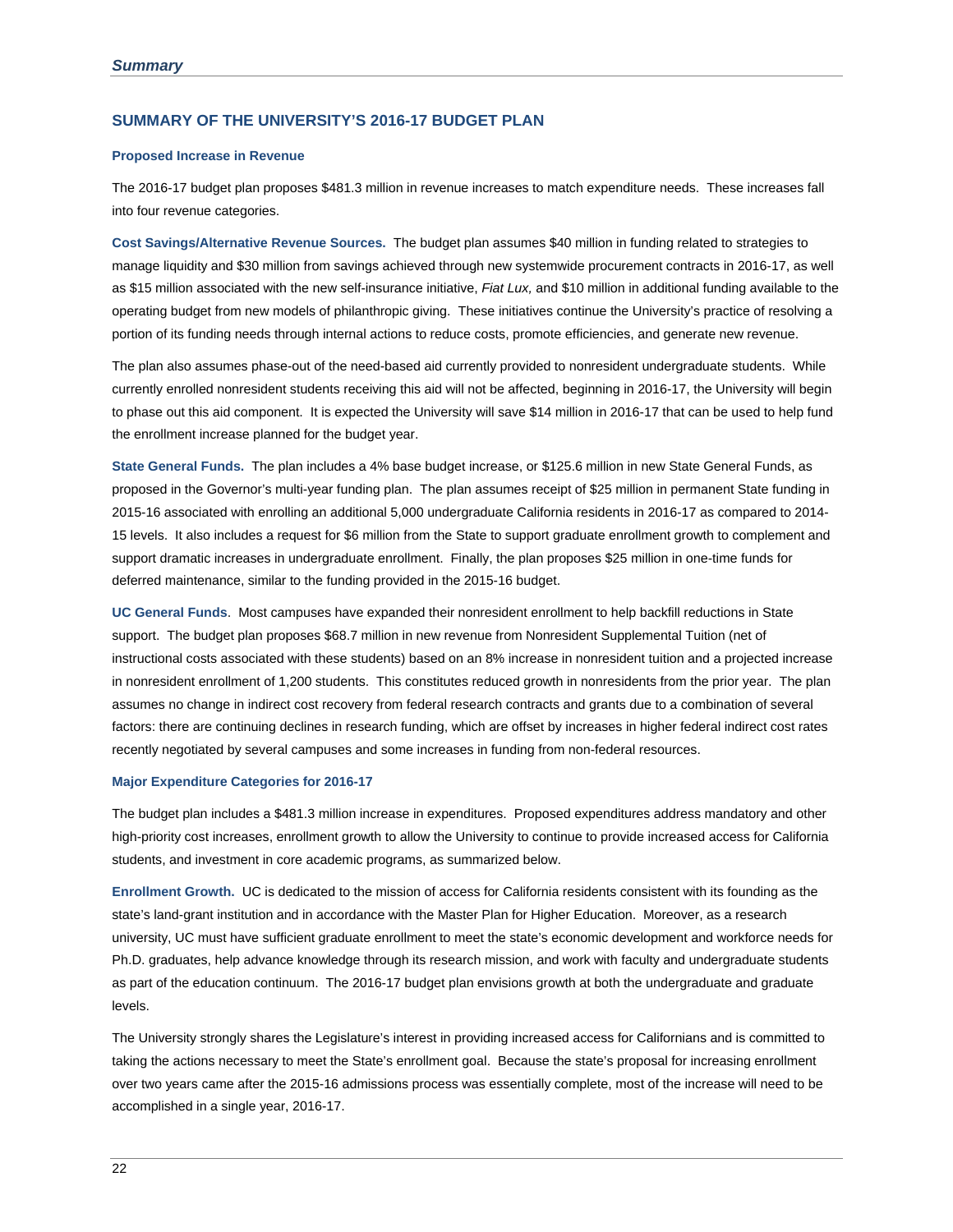## SUMMARY OF THE UNIVERSITY'S 2016-17 BUDGET PLAN

### Proposed Increase in Revenue

The 2016-17 budget plan proposes $481.3 million in revenue increases to match expenditure needs. These increases fall into four revenue categories.

**Cost Savings/Alternative Revenue Sources.** The budget plan assumes $40 million in funding related to strategies to manage liquidity and $30 million from savings achieved through new systemwide procurement contracts in 2016-17, as well as $15 million associated with the new self-insurance initiative, *Fiat Lux,* and $10 million in additional funding available to the operating budget from new models of philanthropic giving. These initiatives continue the University's practice of resolving a portion of its funding needs through internal actions to reduce costs, promote efficiencies, and generate new revenue.

The plan also assumes phase-out of the need-based aid currently provided to nonresident undergraduate students. While currently enrolled nonresident students receiving this aid will not be affected, beginning in 2016-17, the University will begin to phase out this aid component. It is expected the University will save $14 million in 2016-17 that can be used to help fund the enrollment increase planned for the budget year.

**State General Funds.** The plan includes a 4% base budget increase, or $125.6 million in new State General Funds, as proposed in the Governor's multi-year funding plan. The plan assumes receipt of $25 million in permanent State funding in 2015-16 associated with enrolling an additional 5,000 undergraduate California residents in 2016-17 as compared to 2014-15 levels. It also includes a request for $6 million from the State to support graduate enrollment growth to complement and support dramatic increases in undergraduate enrollment. Finally, the plan proposes $25 million in one-time funds for deferred maintenance, similar to the funding provided in the 2015-16 budget.

**UC General Funds**. Most campuses have expanded their nonresident enrollment to help backfill reductions in State support. The budget plan proposes $68.7 million in new revenue from Nonresident Supplemental Tuition (net of instructional costs associated with these students) based on an 8% increase in nonresident tuition and a projected increase in nonresident enrollment of 1,200 students. This constitutes reduced growth in nonresidents from the prior year. The plan assumes no change in indirect cost recovery from federal research contracts and grants due to a combination of several factors: there are continuing declines in research funding, which are offset by increases in higher federal indirect cost rates recently negotiated by several campuses and some increases in funding from non-federal resources.

### Major Expenditure Categories for 2016-17

The budget plan includes a $481.3 million increase in expenditures. Proposed expenditures address mandatory and other high-priority cost increases, enrollment growth to allow the University to continue to provide increased access for California students, and investment in core academic programs, as summarized below.

**Enrollment Growth.** UC is dedicated to the mission of access for California residents consistent with its founding as the state's land-grant institution and in accordance with the Master Plan for Higher Education. Moreover, as a research university, UC must have sufficient graduate enrollment to meet the state's economic development and workforce needs for Ph.D. graduates, help advance knowledge through its research mission, and work with faculty and undergraduate students as part of the education continuum. The 2016-17 budget plan envisions growth at both the undergraduate and graduate levels.

The University strongly shares the Legislature's interest in providing increased access for Californians and is committed to taking the actions necessary to meet the State's enrollment goal. Because the state's proposal for increasing enrollment over two years came after the 2015-16 admissions process was essentially complete, most of the increase will need to be accomplished in a single year, 2016-17.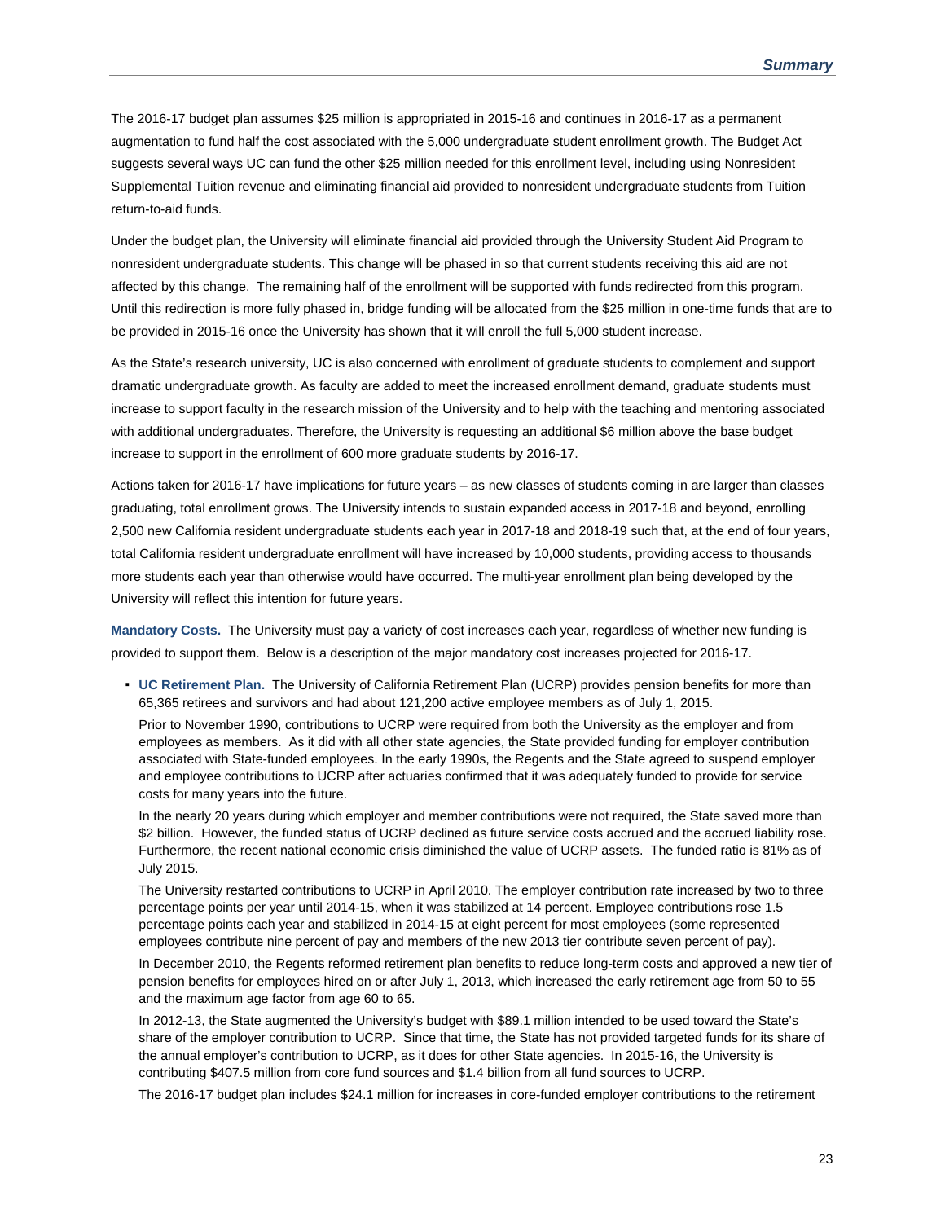The 2016-17 budget plan assumes $25 million is appropriated in 2015-16 and continues in 2016-17 as a permanent augmentation to fund half the cost associated with the 5,000 undergraduate student enrollment growth. The Budget Act suggests several ways UC can fund the other $25 million needed for this enrollment level, including using Nonresident Supplemental Tuition revenue and eliminating financial aid provided to nonresident undergraduate students from Tuition return-to-aid funds.

Under the budget plan, the University will eliminate financial aid provided through the University Student Aid Program to nonresident undergraduate students. This change will be phased in so that current students receiving this aid are not affected by this change. The remaining half of the enrollment will be supported with funds redirected from this program. Until this redirection is more fully phased in, bridge funding will be allocated from the $25 million in one-time funds that are to be provided in 2015-16 once the University has shown that it will enroll the full 5,000 student increase.

As the State's research university, UC is also concerned with enrollment of graduate students to complement and support dramatic undergraduate growth. As faculty are added to meet the increased enrollment demand, graduate students must increase to support faculty in the research mission of the University and to help with the teaching and mentoring associated with additional undergraduates. Therefore, the University is requesting an additional $6 million above the base budget increase to support in the enrollment of 600 more graduate students by 2016-17.

Actions taken for 2016-17 have implications for future years – as new classes of students coming in are larger than classes graduating, total enrollment grows. The University intends to sustain expanded access in 2017-18 and beyond, enrolling 2,500 new California resident undergraduate students each year in 2017-18 and 2018-19 such that, at the end of four years, total California resident undergraduate enrollment will have increased by 10,000 students, providing access to thousands more students each year than otherwise would have occurred. The multi-year enrollment plan being developed by the University will reflect this intention for future years.

**Mandatory Costs.** The University must pay a variety of cost increases each year, regardless of whether new funding is provided to support them. Below is a description of the major mandatory cost increases projected for 2016-17.

- **UC Retirement Plan.** The University of California Retirement Plan (UCRP) provides pension benefits for more than 65,365 retirees and survivors and had about 121,200 active employee members as of July 1, 2015.

  Prior to November 1990, contributions to UCRP were required from both the University as the employer and from employees as members. As it did with all other state agencies, the State provided funding for employer contribution associated with State-funded employees. In the early 1990s, the Regents and the State agreed to suspend employer and employee contributions to UCRP after actuaries confirmed that it was adequately funded to provide for service costs for many years into the future.

  In the nearly 20 years during which employer and member contributions were not required, the State saved more than $2 billion. However, the funded status of UCRP declined as future service costs accrued and the accrued liability rose. Furthermore, the recent national economic crisis diminished the value of UCRP assets. The funded ratio is 81% as of July 2015.

  The University restarted contributions to UCRP in April 2010. The employer contribution rate increased by two to three percentage points per year until 2014-15, when it was stabilized at 14 percent. Employee contributions rose 1.5 percentage points each year and stabilized in 2014-15 at eight percent for most employees (some represented employees contribute nine percent of pay and members of the new 2013 tier contribute seven percent of pay).

  In December 2010, the Regents reformed retirement plan benefits to reduce long-term costs and approved a new tier of pension benefits for employees hired on or after July 1, 2013, which increased the early retirement age from 50 to 55 and the maximum age factor from age 60 to 65.

  In 2012-13, the State augmented the University's budget with $89.1 million intended to be used toward the State's share of the employer contribution to UCRP. Since that time, the State has not provided targeted funds for its share of the annual employer's contribution to UCRP, as it does for other State agencies. In 2015-16, the University is contributing $407.5 million from core fund sources and $1.4 billion from all fund sources to UCRP.

  The 2016-17 budget plan includes $24.1 million for increases in core-funded employer contributions to the retirement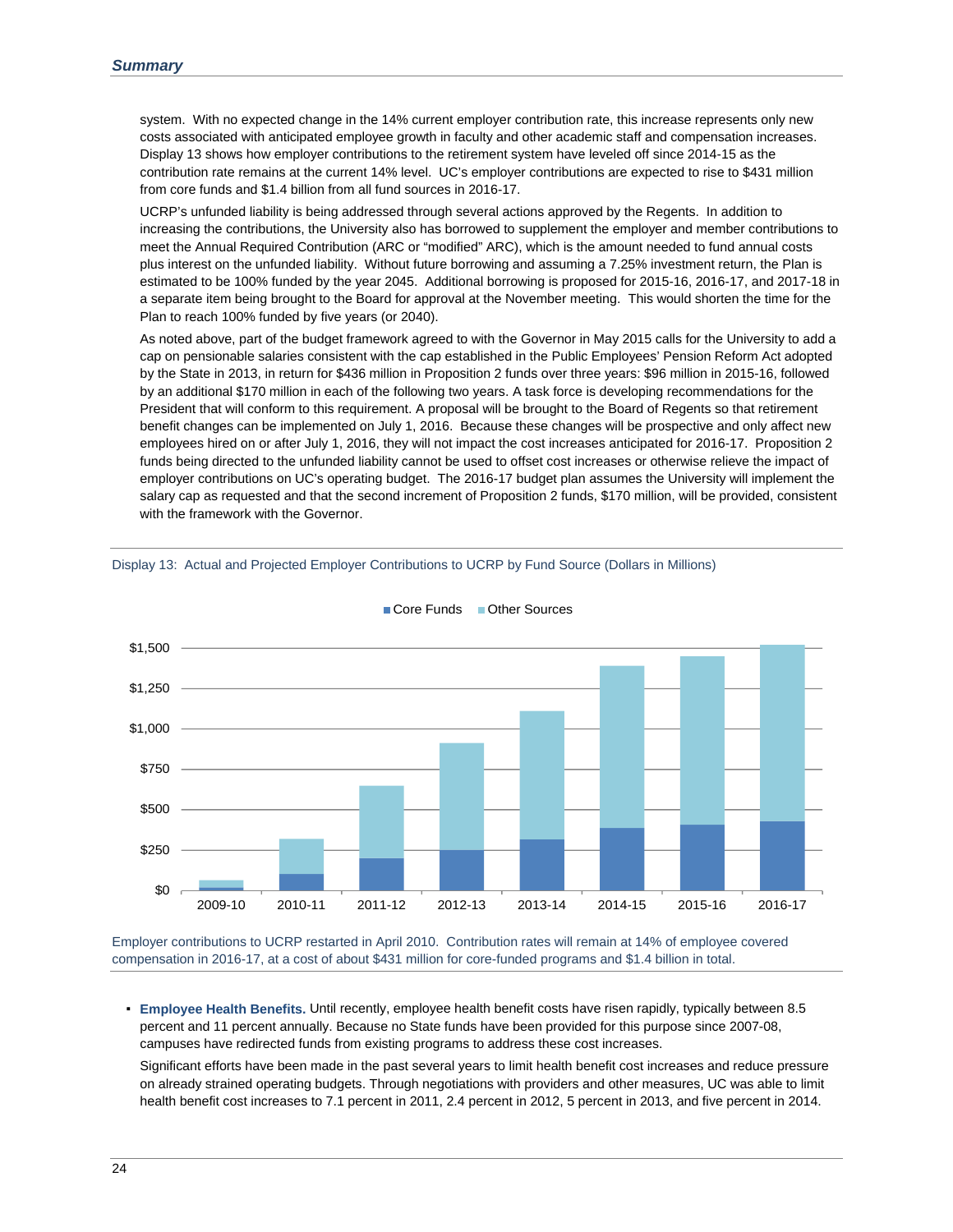system. With no expected change in the 14% current employer contribution rate, this increase represents only new costs associated with anticipated employee growth in faculty and other academic staff and compensation increases. Display 13 shows how employer contributions to the retirement system have leveled off since 2014-15 as the contribution rate remains at the current 14% level. UC's employer contributions are expected to rise to $431 million from core funds and $1.4 billion from all fund sources in 2016-17.

UCRP's unfunded liability is being addressed through several actions approved by the Regents. In addition to increasing the contributions, the University also has borrowed to supplement the employer and member contributions to meet the Annual Required Contribution (ARC or "modified" ARC), which is the amount needed to fund annual costs plus interest on the unfunded liability. Without future borrowing and assuming a 7.25% investment return, the Plan is estimated to be 100% funded by the year 2045. Additional borrowing is proposed for 2015-16, 2016-17, and 2017-18 in a separate item being brought to the Board for approval at the November meeting. This would shorten the time for the Plan to reach 100% funded by five years (or 2040).

As noted above, part of the budget framework agreed to with the Governor in May 2015 calls for the University to add a cap on pensionable salaries consistent with the cap established in the Public Employees' Pension Reform Act adopted by the State in 2013, in return for $436 million in Proposition 2 funds over three years: $96 million in 2015-16, followed by an additional $170 million in each of the following two years. A task force is developing recommendations for the President that will conform to this requirement. A proposal will be brought to the Board of Regents so that retirement benefit changes can be implemented on July 1, 2016. Because these changes will be prospective and only affect new employees hired on or after July 1, 2016, they will not impact the cost increases anticipated for 2016-17. Proposition 2 funds being directed to the unfunded liability cannot be used to offset cost increases or otherwise relieve the impact of employer contributions on UC's operating budget. The 2016-17 budget plan assumes the University will implement the salary cap as requested and that the second increment of Proposition 2 funds, $170 million, will be provided, consistent with the framework with the Governor.

Display 13: Actual and Projected Employer Contributions to UCRP by Fund Source (Dollars in Millions)

Employer contributions to UCRP restarted in April 2010. Contribution rates will remain at 14% of employee covered compensation in 2016-17, at a cost of about $431 million for core-funded programs and $1.4 billion in total.

- **Employee Health Benefits.** Until recently, employee health benefit costs have risen rapidly, typically between 8.5 percent and 11 percent annually. Because no State funds have been provided for this purpose since 2007-08, campuses have redirected funds from existing programs to address these cost increases.

  Significant efforts have been made in the past several years to limit health benefit cost increases and reduce pressure on already strained operating budgets. Through negotiations with providers and other measures, UC was able to limit health benefit cost increases to 7.1 percent in 2011, 2.4 percent in 2012, 5 percent in 2013, and five percent in 2014.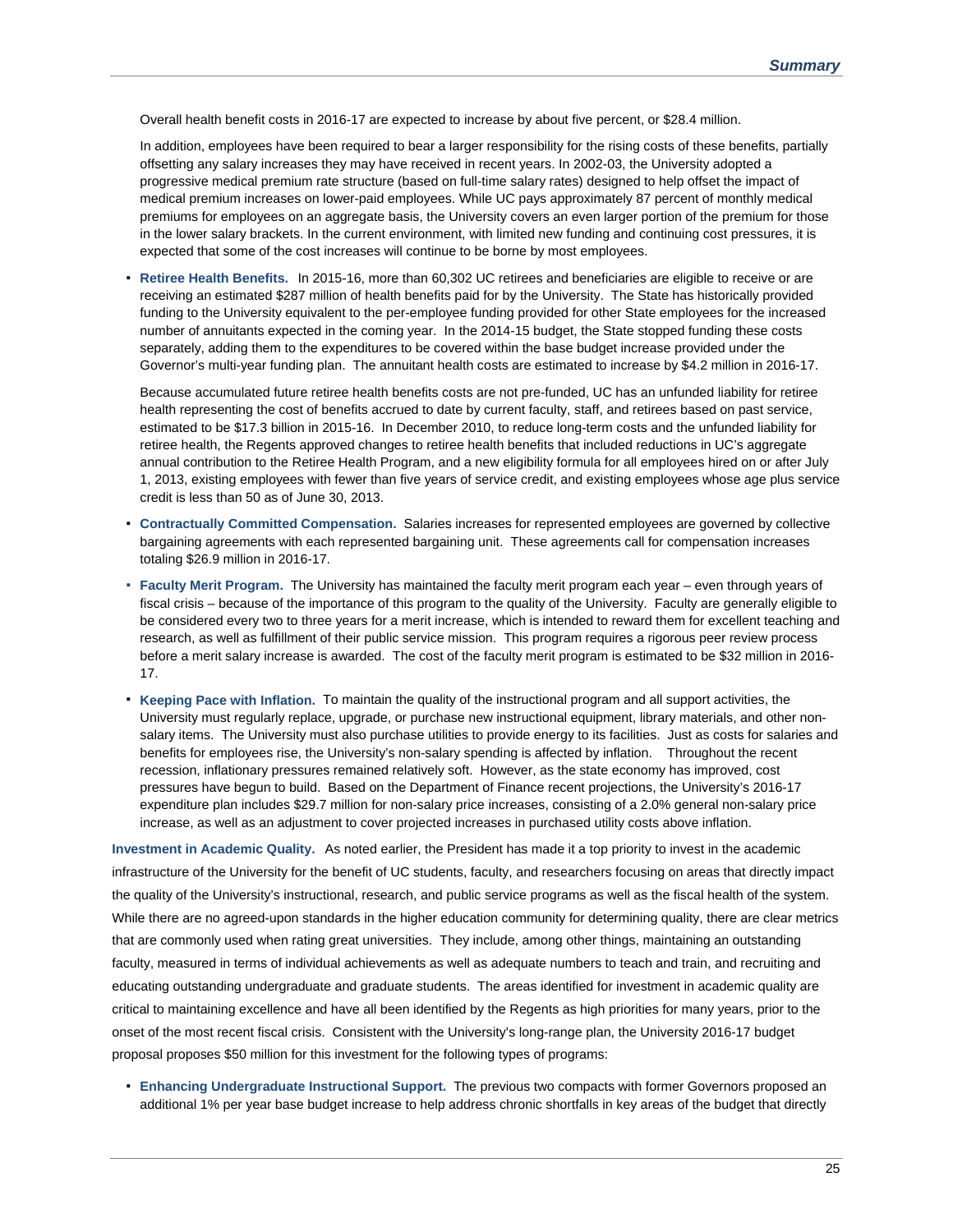Overall health benefit costs in 2016-17 are expected to increase by about five percent, or $28.4 million.

In addition, employees have been required to bear a larger responsibility for the rising costs of these benefits, partially offsetting any salary increases they may have received in recent years. In 2002-03, the University adopted a progressive medical premium rate structure (based on full-time salary rates) designed to help offset the impact of medical premium increases on lower-paid employees. While UC pays approximately 87 percent of monthly medical premiums for employees on an aggregate basis, the University covers an even larger portion of the premium for those in the lower salary brackets. In the current environment, with limited new funding and continuing cost pressures, it is expected that some of the cost increases will continue to be borne by most employees.

- **Retiree Health Benefits.** In 2015-16, more than 60,302 UC retirees and beneficiaries are eligible to receive or are receiving an estimated $287 million of health benefits paid for by the University. The State has historically provided funding to the University equivalent to the per-employee funding provided for other State employees for the increased number of annuitants expected in the coming year. In the 2014-15 budget, the State stopped funding these costs separately, adding them to the expenditures to be covered within the base budget increase provided under the Governor's multi-year funding plan. The annuitant health costs are estimated to increase by $4.2 million in 2016-17.

  Because accumulated future retiree health benefits costs are not pre-funded, UC has an unfunded liability for retiree health representing the cost of benefits accrued to date by current faculty, staff, and retirees based on past service, estimated to be $17.3 billion in 2015-16. In December 2010, to reduce long-term costs and the unfunded liability for retiree health, the Regents approved changes to retiree health benefits that included reductions in UC's aggregate annual contribution to the Retiree Health Program, and a new eligibility formula for all employees hired on or after July 1, 2013, existing employees with fewer than five years of service credit, and existing employees whose age plus service credit is less than 50 as of June 30, 2013.

- **Contractually Committed Compensation.** Salaries increases for represented employees are governed by collective bargaining agreements with each represented bargaining unit. These agreements call for compensation increases totaling $26.9 million in 2016-17.

- **Faculty Merit Program.** The University has maintained the faculty merit program each year – even through years of fiscal crisis – because of the importance of this program to the quality of the University. Faculty are generally eligible to be considered every two to three years for a merit increase, which is intended to reward them for excellent teaching and research, as well as fulfillment of their public service mission. This program requires a rigorous peer review process before a merit salary increase is awarded. The cost of the faculty merit program is estimated to be $32 million in 2016-17.

- **Keeping Pace with Inflation.** To maintain the quality of the instructional program and all support activities, the University must regularly replace, upgrade, or purchase new instructional equipment, library materials, and other non-salary items. The University must also purchase utilities to provide energy to its facilities. Just as costs for salaries and benefits for employees rise, the University's non-salary spending is affected by inflation. Throughout the recent recession, inflationary pressures remained relatively soft. However, as the state economy has improved, cost pressures have begun to build. Based on the Department of Finance recent projections, the University's 2016-17 expenditure plan includes $29.7 million for non-salary price increases, consisting of a 2.0% general non-salary price increase, as well as an adjustment to cover projected increases in purchased utility costs above inflation.

**Investment in Academic Quality.** As noted earlier, the President has made it a top priority to invest in the academic infrastructure of the University for the benefit of UC students, faculty, and researchers focusing on areas that directly impact the quality of the University's instructional, research, and public service programs as well as the fiscal health of the system. While there are no agreed-upon standards in the higher education community for determining quality, there are clear metrics that are commonly used when rating great universities. They include, among other things, maintaining an outstanding faculty, measured in terms of individual achievements as well as adequate numbers to teach and train, and recruiting and educating outstanding undergraduate and graduate students. The areas identified for investment in academic quality are critical to maintaining excellence and have all been identified by the Regents as high priorities for many years, prior to the onset of the most recent fiscal crisis. Consistent with the University's long-range plan, the University 2016-17 budget proposal proposes $50 million for this investment for the following types of programs:

- **Enhancing Undergraduate Instructional Support.** The previous two compacts with former Governors proposed an additional 1% per year base budget increase to help address chronic shortfalls in key areas of the budget that directly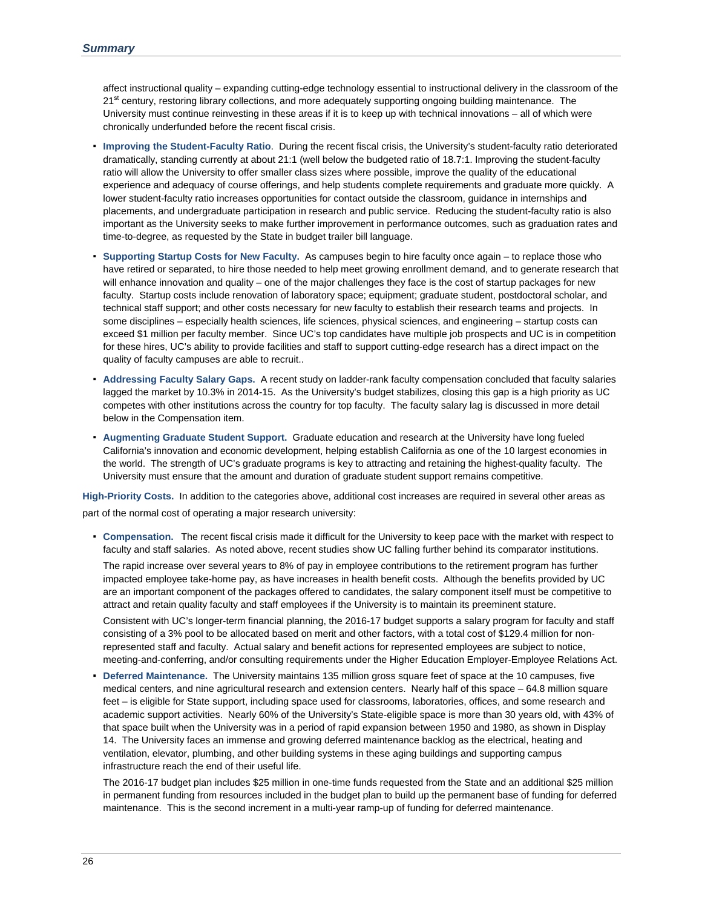affect instructional quality – expanding cutting-edge technology essential to instructional delivery in the classroom of the 21st century, restoring library collections, and more adequately supporting ongoing building maintenance. The University must continue reinvesting in these areas if it is to keep up with technical innovations – all of which were chronically underfunded before the recent fiscal crisis.

- **Improving the Student-Faculty Ratio**. During the recent fiscal crisis, the University's student-faculty ratio deteriorated dramatically, standing currently at about 21:1 (well below the budgeted ratio of 18.7:1. Improving the student-faculty ratio will allow the University to offer smaller class sizes where possible, improve the quality of the educational experience and adequacy of course offerings, and help students complete requirements and graduate more quickly. A lower student-faculty ratio increases opportunities for contact outside the classroom, guidance in internships and placements, and undergraduate participation in research and public service. Reducing the student-faculty ratio is also important as the University seeks to make further improvement in performance outcomes, such as graduation rates and time-to-degree, as requested by the State in budget trailer bill language.
- **Supporting Startup Costs for New Faculty.** As campuses begin to hire faculty once again – to replace those who have retired or separated, to hire those needed to help meet growing enrollment demand, and to generate research that will enhance innovation and quality – one of the major challenges they face is the cost of startup packages for new faculty. Startup costs include renovation of laboratory space; equipment; graduate student, postdoctoral scholar, and technical staff support; and other costs necessary for new faculty to establish their research teams and projects. In some disciplines – especially health sciences, life sciences, physical sciences, and engineering – startup costs can exceed $1 million per faculty member. Since UC's top candidates have multiple job prospects and UC is in competition for these hires, UC's ability to provide facilities and staff to support cutting-edge research has a direct impact on the quality of faculty campuses are able to recruit..
- **Addressing Faculty Salary Gaps.** A recent study on ladder-rank faculty compensation concluded that faculty salaries lagged the market by 10.3% in 2014-15. As the University's budget stabilizes, closing this gap is a high priority as UC competes with other institutions across the country for top faculty. The faculty salary lag is discussed in more detail below in the Compensation item.
- **Augmenting Graduate Student Support.** Graduate education and research at the University have long fueled California's innovation and economic development, helping establish California as one of the 10 largest economies in the world. The strength of UC's graduate programs is key to attracting and retaining the highest-quality faculty. The University must ensure that the amount and duration of graduate student support remains competitive.

**High-Priority Costs.** In addition to the categories above, additional cost increases are required in several other areas as part of the normal cost of operating a major research university:

- **Compensation.** The recent fiscal crisis made it difficult for the University to keep pace with the market with respect to faculty and staff salaries. As noted above, recent studies show UC falling further behind its comparator institutions.

  The rapid increase over several years to 8% of pay in employee contributions to the retirement program has further impacted employee take-home pay, as have increases in health benefit costs. Although the benefits provided by UC are an important component of the packages offered to candidates, the salary component itself must be competitive to attract and retain quality faculty and staff employees if the University is to maintain its preeminent stature.

  Consistent with UC's longer-term financial planning, the 2016-17 budget supports a salary program for faculty and staff consisting of a 3% pool to be allocated based on merit and other factors, with a total cost of $129.4 million for non-represented staff and faculty. Actual salary and benefit actions for represented employees are subject to notice, meeting-and-conferring, and/or consulting requirements under the Higher Education Employer-Employee Relations Act.

- **Deferred Maintenance.** The University maintains 135 million gross square feet of space at the 10 campuses, five medical centers, and nine agricultural research and extension centers. Nearly half of this space – 64.8 million square feet – is eligible for State support, including space used for classrooms, laboratories, offices, and some research and academic support activities. Nearly 60% of the University's State-eligible space is more than 30 years old, with 43% of that space built when the University was in a period of rapid expansion between 1950 and 1980, as shown in Display 14. The University faces an immense and growing deferred maintenance backlog as the electrical, heating and ventilation, elevator, plumbing, and other building systems in these aging buildings and supporting campus infrastructure reach the end of their useful life.

  The 2016-17 budget plan includes $25 million in one-time funds requested from the State and an additional $25 million in permanent funding from resources included in the budget plan to build up the permanent base of funding for deferred maintenance. This is the second increment in a multi-year ramp-up of funding for deferred maintenance.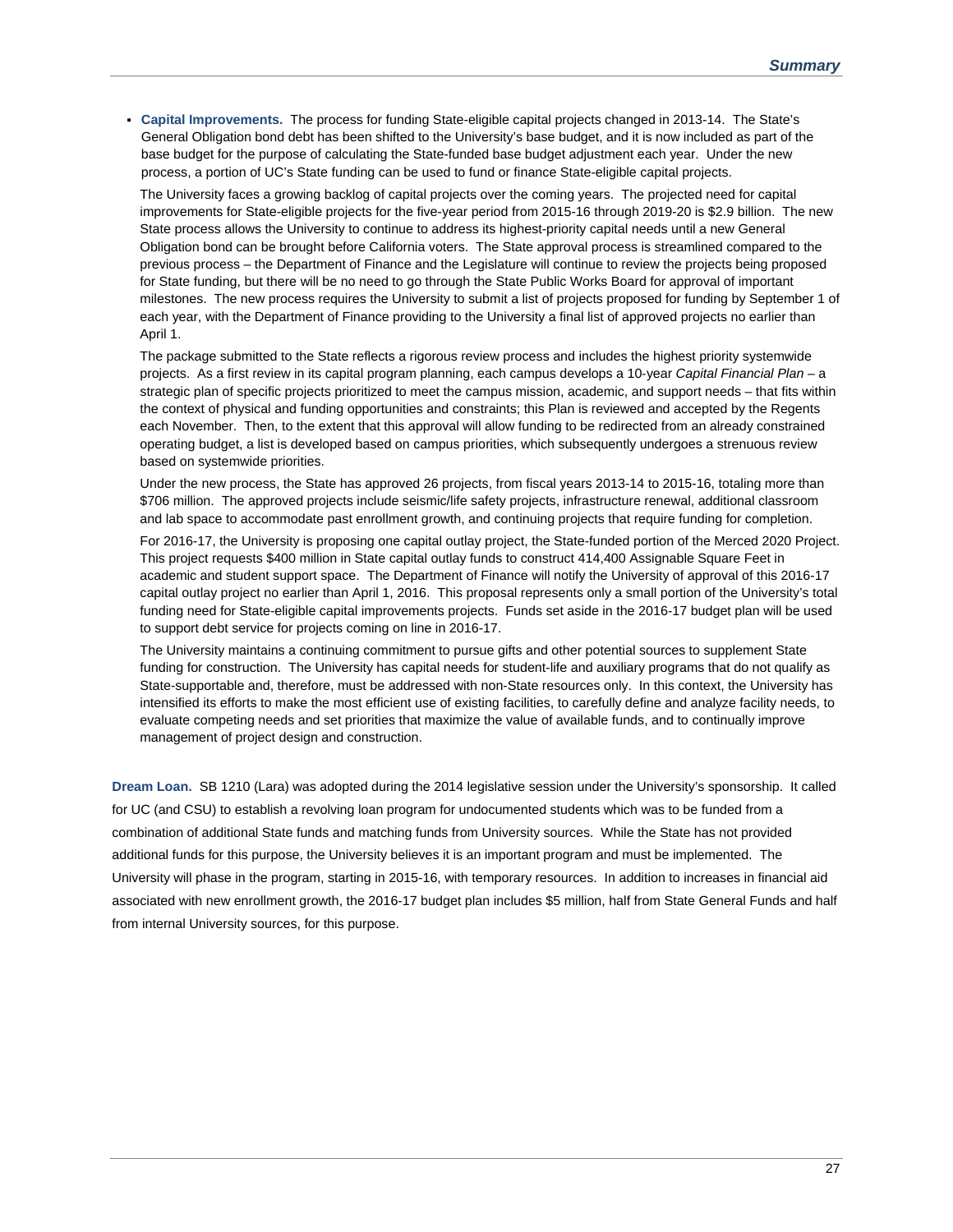- **Capital Improvements.** The process for funding State-eligible capital projects changed in 2013-14. The State's General Obligation bond debt has been shifted to the University's base budget, and it is now included as part of the base budget for the purpose of calculating the State-funded base budget adjustment each year. Under the new process, a portion of UC's State funding can be used to fund or finance State-eligible capital projects.

  The University faces a growing backlog of capital projects over the coming years. The projected need for capital improvements for State-eligible projects for the five-year period from 2015-16 through 2019-20 is $2.9 billion. The new State process allows the University to continue to address its highest-priority capital needs until a new General Obligation bond can be brought before California voters. The State approval process is streamlined compared to the previous process – the Department of Finance and the Legislature will continue to review the projects being proposed for State funding, but there will be no need to go through the State Public Works Board for approval of important milestones. The new process requires the University to submit a list of projects proposed for funding by September 1 of each year, with the Department of Finance providing to the University a final list of approved projects no earlier than April 1.

  The package submitted to the State reflects a rigorous review process and includes the highest priority systemwide projects. As a first review in its capital program planning, each campus develops a 10-year *Capital Financial Plan* – a strategic plan of specific projects prioritized to meet the campus mission, academic, and support needs – that fits within the context of physical and funding opportunities and constraints; this Plan is reviewed and accepted by the Regents each November. Then, to the extent that this approval will allow funding to be redirected from an already constrained operating budget, a list is developed based on campus priorities, which subsequently undergoes a strenuous review based on systemwide priorities.

  Under the new process, the State has approved 26 projects, from fiscal years 2013-14 to 2015-16, totaling more than $706 million. The approved projects include seismic/life safety projects, infrastructure renewal, additional classroom and lab space to accommodate past enrollment growth, and continuing projects that require funding for completion.

  For 2016-17, the University is proposing one capital outlay project, the State-funded portion of the Merced 2020 Project. This project requests $400 million in State capital outlay funds to construct 414,400 Assignable Square Feet in academic and student support space. The Department of Finance will notify the University of approval of this 2016-17 capital outlay project no earlier than April 1, 2016. This proposal represents only a small portion of the University's total funding need for State-eligible capital improvements projects. Funds set aside in the 2016-17 budget plan will be used to support debt service for projects coming on line in 2016-17.

  The University maintains a continuing commitment to pursue gifts and other potential sources to supplement State funding for construction. The University has capital needs for student-life and auxiliary programs that do not qualify as State-supportable and, therefore, must be addressed with non-State resources only. In this context, the University has intensified its efforts to make the most efficient use of existing facilities, to carefully define and analyze facility needs, to evaluate competing needs and set priorities that maximize the value of available funds, and to continually improve management of project design and construction.

**Dream Loan.** SB 1210 (Lara) was adopted during the 2014 legislative session under the University's sponsorship. It called for UC (and CSU) to establish a revolving loan program for undocumented students which was to be funded from a combination of additional State funds and matching funds from University sources. While the State has not provided additional funds for this purpose, the University believes it is an important program and must be implemented. The University will phase in the program, starting in 2015-16, with temporary resources. In addition to increases in financial aid associated with new enrollment growth, the 2016-17 budget plan includes $5 million, half from State General Funds and half from internal University sources, for this purpose.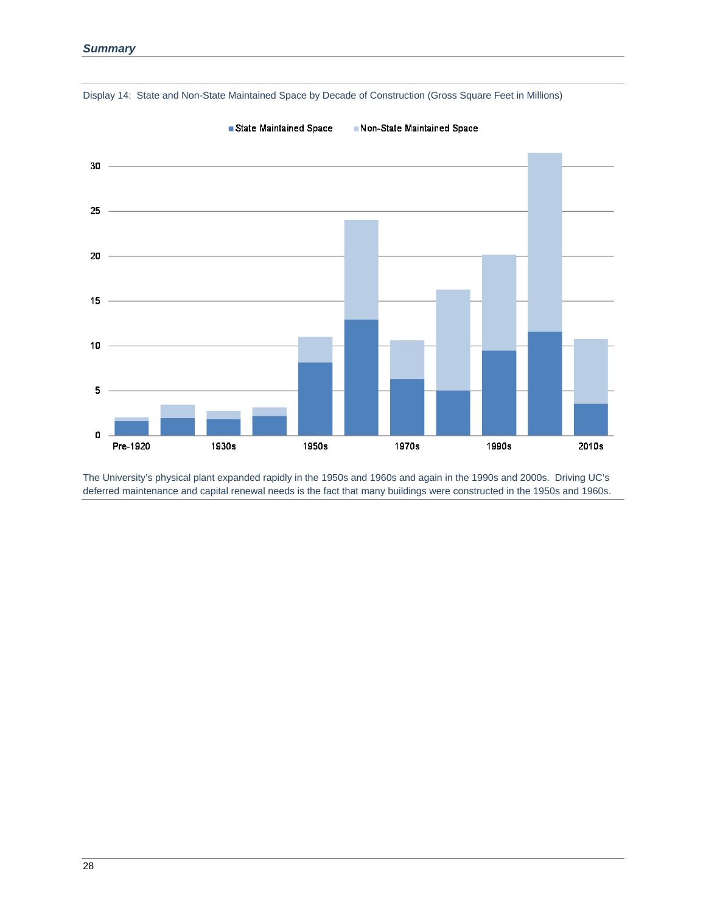Display 14: State and Non-State Maintained Space by Decade of Construction (Gross Square Feet in Millions)

■ State Maintained Space ■ Non-State Maintained Space

The University's physical plant expanded rapidly in the 1950s and 1960s and again in the 1990s and 2000s. Driving UC's deferred maintenance and capital renewal needs is the fact that many buildings were constructed in the 1950s and 1960s.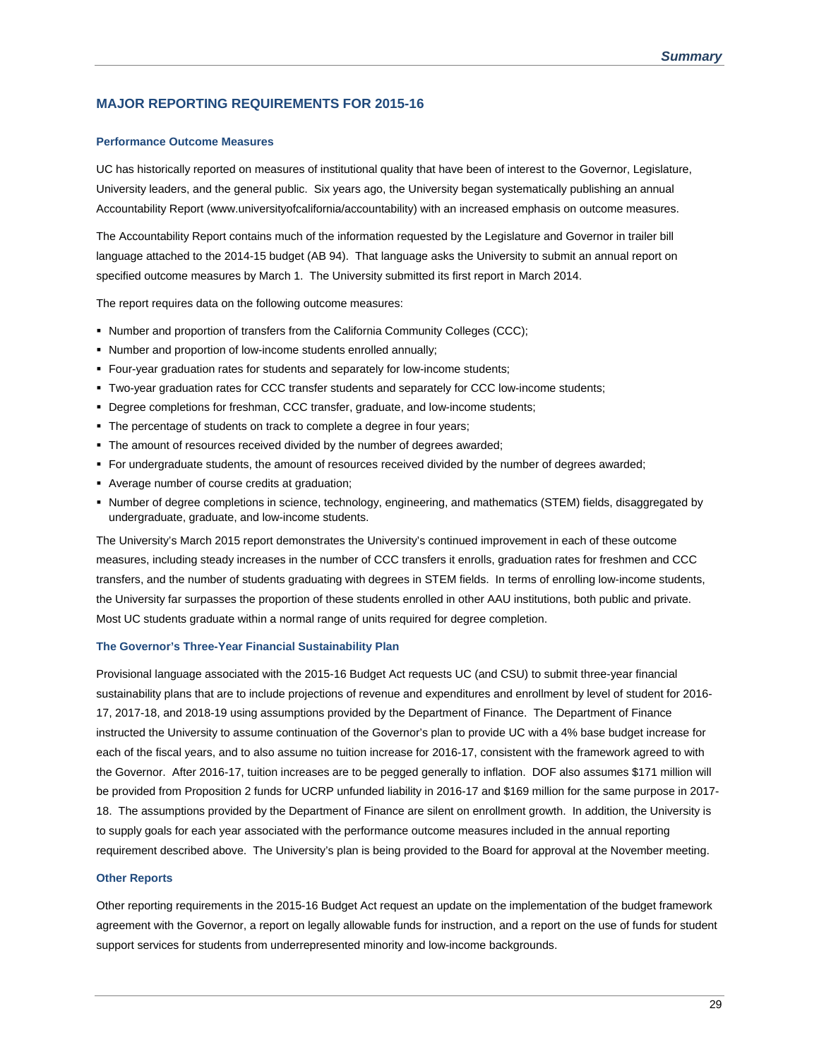## MAJOR REPORTING REQUIREMENTS FOR 2015-16

### Performance Outcome Measures

UC has historically reported on measures of institutional quality that have been of interest to the Governor, Legislature, University leaders, and the general public. Six years ago, the University began systematically publishing an annual Accountability Report (www.universityofcalifornia/accountability) with an increased emphasis on outcome measures.

The Accountability Report contains much of the information requested by the Legislature and Governor in trailer bill language attached to the 2014-15 budget (AB 94). That language asks the University to submit an annual report on specified outcome measures by March 1. The University submitted its first report in March 2014.

The report requires data on the following outcome measures:

- Number and proportion of transfers from the California Community Colleges (CCC);
- Number and proportion of low-income students enrolled annually;
- Four-year graduation rates for students and separately for low-income students;
- Two-year graduation rates for CCC transfer students and separately for CCC low-income students;
- Degree completions for freshman, CCC transfer, graduate, and low-income students;
- The percentage of students on track to complete a degree in four years;
- The amount of resources received divided by the number of degrees awarded;
- For undergraduate students, the amount of resources received divided by the number of degrees awarded;
- Average number of course credits at graduation;
- Number of degree completions in science, technology, engineering, and mathematics (STEM) fields, disaggregated by undergraduate, graduate, and low-income students.

The University's March 2015 report demonstrates the University's continued improvement in each of these outcome measures, including steady increases in the number of CCC transfers it enrolls, graduation rates for freshmen and CCC transfers, and the number of students graduating with degrees in STEM fields. In terms of enrolling low-income students, the University far surpasses the proportion of these students enrolled in other AAU institutions, both public and private. Most UC students graduate within a normal range of units required for degree completion.

### The Governor's Three-Year Financial Sustainability Plan

Provisional language associated with the 2015-16 Budget Act requests UC (and CSU) to submit three-year financial sustainability plans that are to include projections of revenue and expenditures and enrollment by level of student for 2016-17, 2017-18, and 2018-19 using assumptions provided by the Department of Finance. The Department of Finance instructed the University to assume continuation of the Governor's plan to provide UC with a 4% base budget increase for each of the fiscal years, and to also assume no tuition increase for 2016-17, consistent with the framework agreed to with the Governor. After 2016-17, tuition increases are to be pegged generally to inflation. DOF also assumes $171 million will be provided from Proposition 2 funds for UCRP unfunded liability in 2016-17 and $169 million for the same purpose in 2017-18. The assumptions provided by the Department of Finance are silent on enrollment growth. In addition, the University is to supply goals for each year associated with the performance outcome measures included in the annual reporting requirement described above. The University's plan is being provided to the Board for approval at the November meeting.

### Other Reports

Other reporting requirements in the 2015-16 Budget Act request an update on the implementation of the budget framework agreement with the Governor, a report on legally allowable funds for instruction, and a report on the use of funds for student support services for students from underrepresented minority and low-income backgrounds.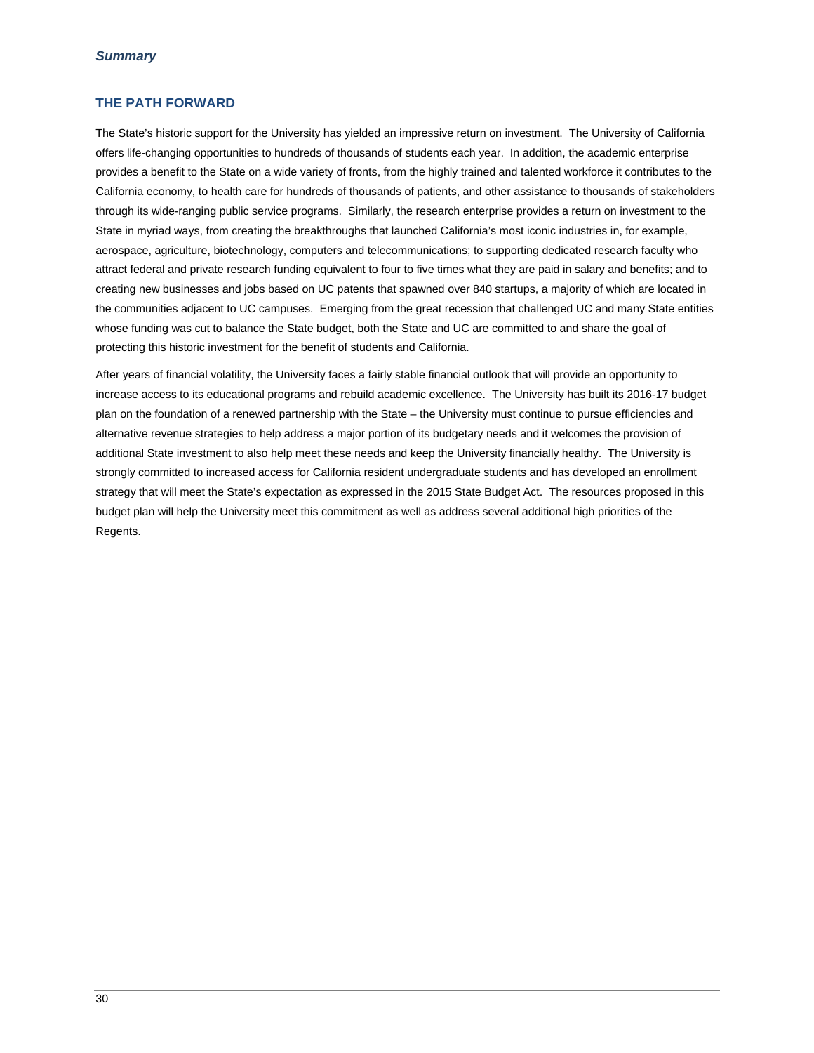## THE PATH FORWARD

The State's historic support for the University has yielded an impressive return on investment. The University of California offers life-changing opportunities to hundreds of thousands of students each year. In addition, the academic enterprise provides a benefit to the State on a wide variety of fronts, from the highly trained and talented workforce it contributes to the California economy, to health care for hundreds of thousands of patients, and other assistance to thousands of stakeholders through its wide-ranging public service programs. Similarly, the research enterprise provides a return on investment to the State in myriad ways, from creating the breakthroughs that launched California's most iconic industries in, for example, aerospace, agriculture, biotechnology, computers and telecommunications; to supporting dedicated research faculty who attract federal and private research funding equivalent to four to five times what they are paid in salary and benefits; and to creating new businesses and jobs based on UC patents that spawned over 840 startups, a majority of which are located in the communities adjacent to UC campuses. Emerging from the great recession that challenged UC and many State entities whose funding was cut to balance the State budget, both the State and UC are committed to and share the goal of protecting this historic investment for the benefit of students and California.

After years of financial volatility, the University faces a fairly stable financial outlook that will provide an opportunity to increase access to its educational programs and rebuild academic excellence. The University has built its 2016-17 budget plan on the foundation of a renewed partnership with the State – the University must continue to pursue efficiencies and alternative revenue strategies to help address a major portion of its budgetary needs and it welcomes the provision of additional State investment to also help meet these needs and keep the University financially healthy. The University is strongly committed to increased access for California resident undergraduate students and has developed an enrollment strategy that will meet the State's expectation as expressed in the 2015 State Budget Act. The resources proposed in this budget plan will help the University meet this commitment as well as address several additional high priorities of the Regents.